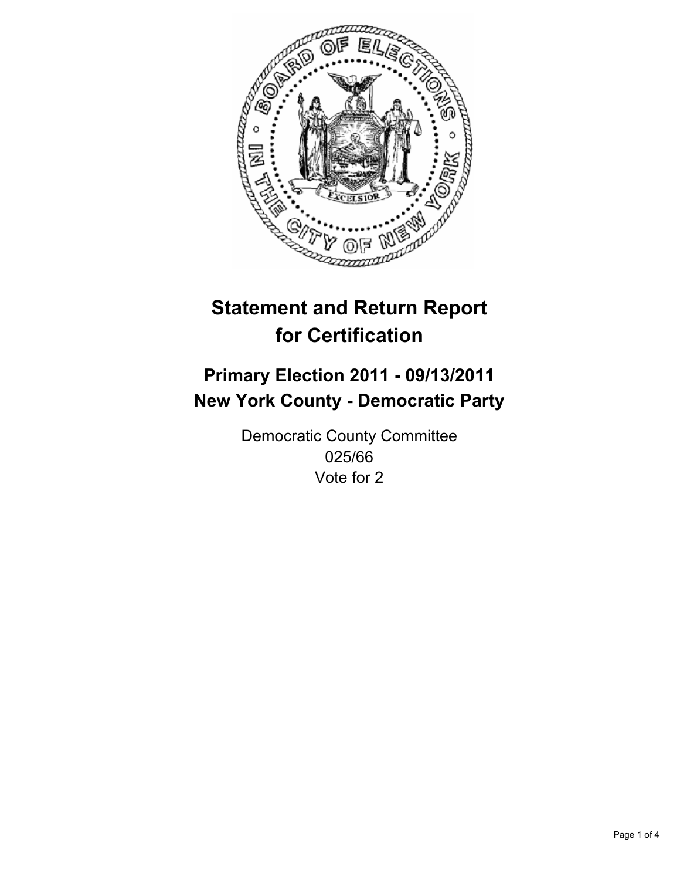# Statement and Return Report for Certification

## Primary Election 2011 - 09/13/2011
## New York County - Democratic Party

Democratic County Committee
025/66
Vote for 2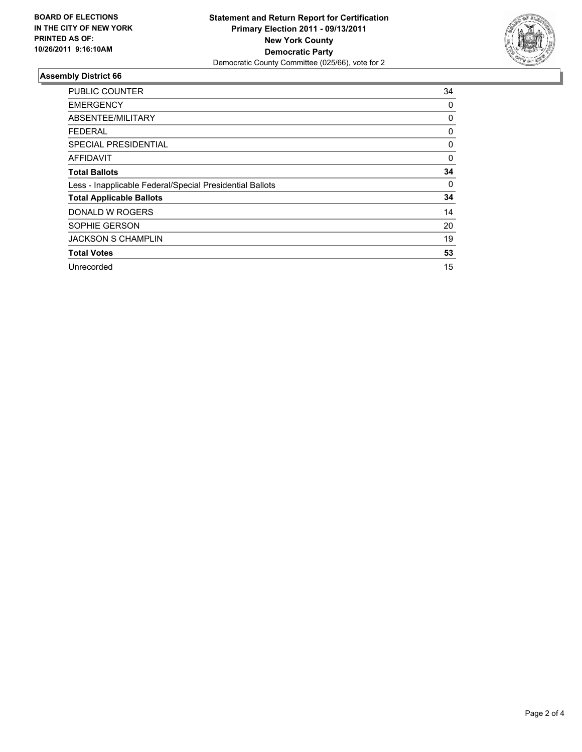**BOARD OF ELECTIONS IN THE CITY OF NEW YORK PRINTED AS OF: 10/26/2011 9:16:10AM**

**Statement and Return Report for Certification**
**Primary Election 2011 - 09/13/2011**
**New York County**
**Democratic Party**
Democratic County Committee (025/66), vote for 2

## Assembly District 66

| | |
|---|---|
| PUBLIC COUNTER | 34 |
| EMERGENCY | 0 |
| ABSENTEE/MILITARY | 0 |
| FEDERAL | 0 |
| SPECIAL PRESIDENTIAL | 0 |
| AFFIDAVIT | 0 |
| **Total Ballots** | **34** |
| Less - Inapplicable Federal/Special Presidential Ballots | 0 |
| **Total Applicable Ballots** | **34** |
| DONALD W ROGERS | 14 |
| SOPHIE GERSON | 20 |
| JACKSON S CHAMPLIN | 19 |
| **Total Votes** | **53** |
| Unrecorded | 15 |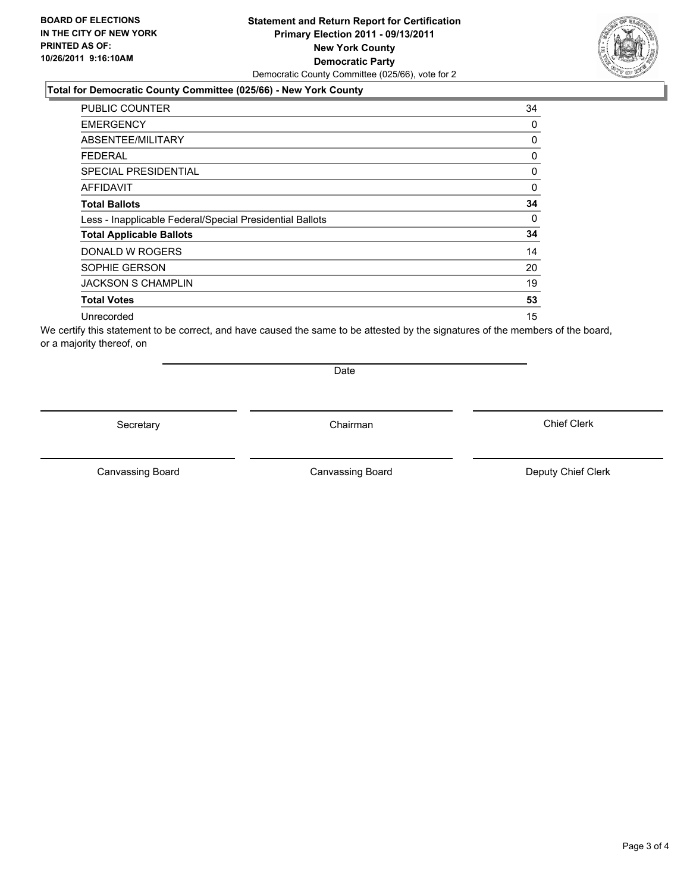**BOARD OF ELECTIONS IN THE CITY OF NEW YORK PRINTED AS OF: 10/26/2011 9:16:10AM**

# Statement and Return Report for Certification
## Primary Election 2011 - 09/13/2011
## New York County
## Democratic Party

Democratic County Committee (025/66), vote for 2

### Total for Democratic County Committee (025/66) - New York County

| | |
|---|---|
| PUBLIC COUNTER | 34 |
| EMERGENCY | 0 |
| ABSENTEE/MILITARY | 0 |
| FEDERAL | 0 |
| SPECIAL PRESIDENTIAL | 0 |
| AFFIDAVIT | 0 |
| **Total Ballots** | **34** |
| Less - Inapplicable Federal/Special Presidential Ballots | 0 |
| **Total Applicable Ballots** | **34** |
| DONALD W ROGERS | 14 |
| SOPHIE GERSON | 20 |
| JACKSON S CHAMPLIN | 19 |
| **Total Votes** | **53** |
| Unrecorded | 15 |

We certify this statement to be correct, and have caused the same to be attested by the signatures of the members of the board, or a majority thereof, on

Date

Secretary          Chairman          Chief Clerk

Canvassing Board          Canvassing Board          Deputy Chief Clerk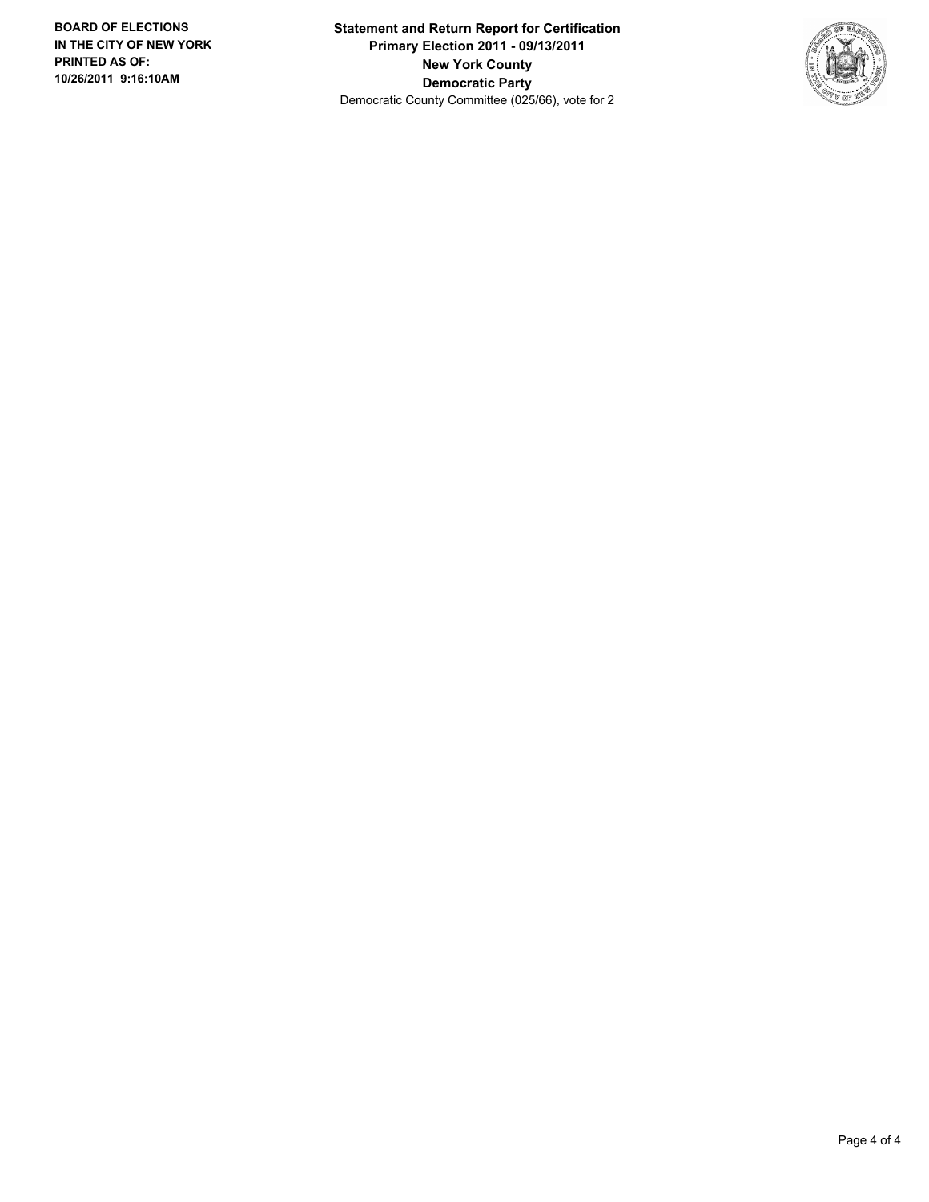**BOARD OF ELECTIONS IN THE CITY OF NEW YORK PRINTED AS OF: 10/26/2011 9:16:10AM**

**Statement and Return Report for Certification**
**Primary Election 2011 - 09/13/2011**
**New York County**
**Democratic Party**
Democratic County Committee (025/66), vote for 2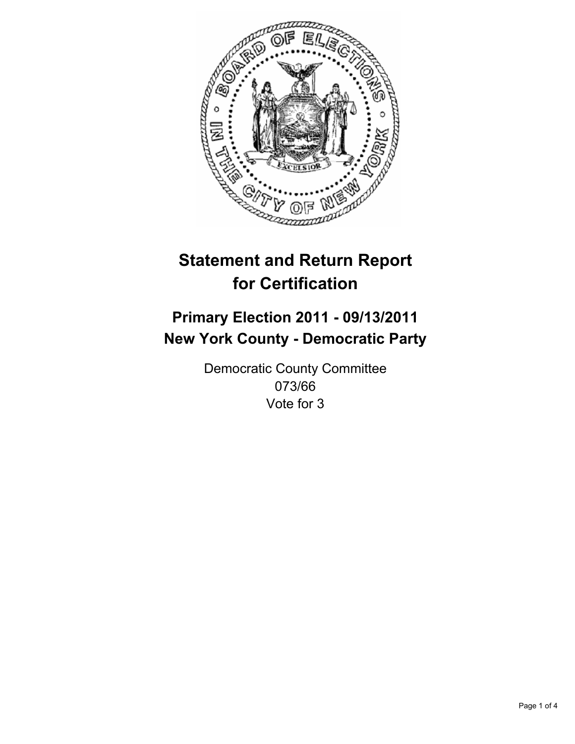# Statement and Return Report for Certification

## Primary Election 2011 - 09/13/2011
## New York County - Democratic Party

Democratic County Committee
073/66
Vote for 3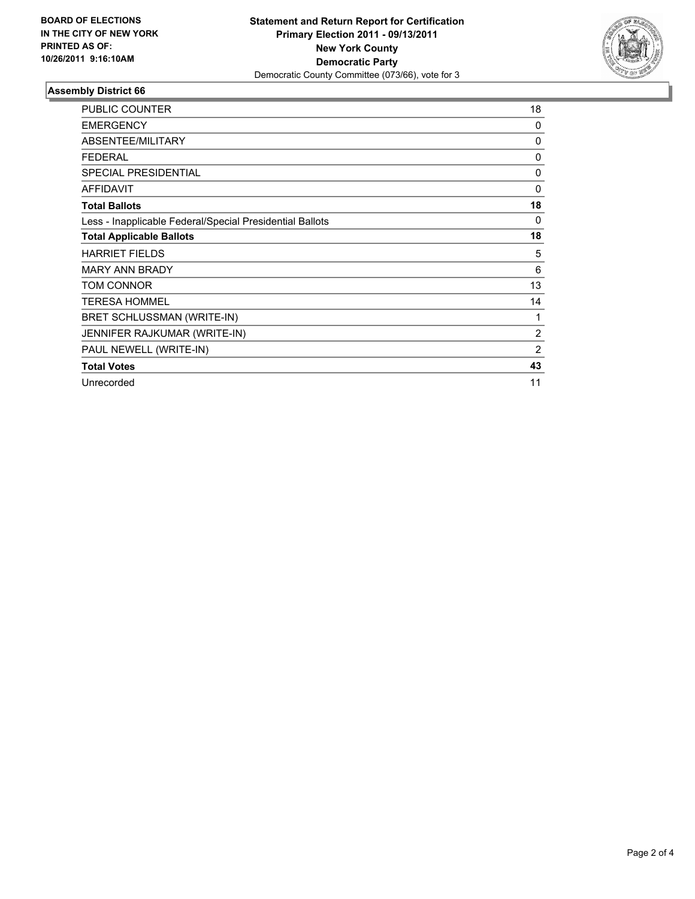**BOARD OF ELECTIONS IN THE CITY OF NEW YORK PRINTED AS OF: 10/26/2011 9:16:10AM**

**Statement and Return Report for Certification**
**Primary Election 2011 - 09/13/2011**
**New York County**
**Democratic Party**
Democratic County Committee (073/66), vote for 3

## Assembly District 66

| | |
|---|---|
| PUBLIC COUNTER | 18 |
| EMERGENCY | 0 |
| ABSENTEE/MILITARY | 0 |
| FEDERAL | 0 |
| SPECIAL PRESIDENTIAL | 0 |
| AFFIDAVIT | 0 |
| **Total Ballots** | **18** |
| Less - Inapplicable Federal/Special Presidential Ballots | 0 |
| **Total Applicable Ballots** | **18** |
| HARRIET FIELDS | 5 |
| MARY ANN BRADY | 6 |
| TOM CONNOR | 13 |
| TERESA HOMMEL | 14 |
| BRET SCHLUSSMAN (WRITE-IN) | 1 |
| JENNIFER RAJKUMAR (WRITE-IN) | 2 |
| PAUL NEWELL (WRITE-IN) | 2 |
| **Total Votes** | **43** |
| Unrecorded | 11 |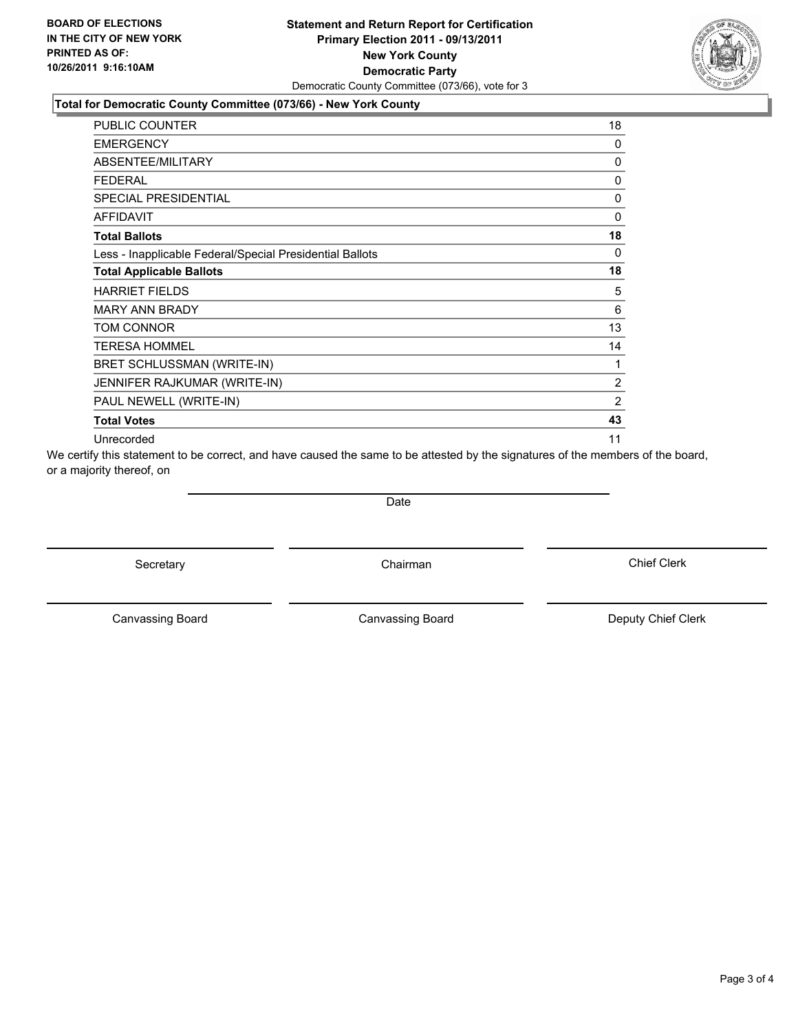**BOARD OF ELECTIONS IN THE CITY OF NEW YORK PRINTED AS OF: 10/26/2011 9:16:10AM**

**Statement and Return Report for Certification**
**Primary Election 2011 - 09/13/2011**
**New York County**
**Democratic Party**
Democratic County Committee (073/66), vote for 3

### Total for Democratic County Committee (073/66) - New York County

| | |
|---|---|
| PUBLIC COUNTER | 18 |
| EMERGENCY | 0 |
| ABSENTEE/MILITARY | 0 |
| FEDERAL | 0 |
| SPECIAL PRESIDENTIAL | 0 |
| AFFIDAVIT | 0 |
| **Total Ballots** | **18** |
| Less - Inapplicable Federal/Special Presidential Ballots | 0 |
| **Total Applicable Ballots** | **18** |
| HARRIET FIELDS | 5 |
| MARY ANN BRADY | 6 |
| TOM CONNOR | 13 |
| TERESA HOMMEL | 14 |
| BRET SCHLUSSMAN (WRITE-IN) | 1 |
| JENNIFER RAJKUMAR (WRITE-IN) | 2 |
| PAUL NEWELL (WRITE-IN) | 2 |
| **Total Votes** | **43** |
| Unrecorded | 11 |

We certify this statement to be correct, and have caused the same to be attested by the signatures of the members of the board, or a majority thereof, on

Date

Secretary | Chairman | Chief Clerk

Canvassing Board | Canvassing Board | Deputy Chief Clerk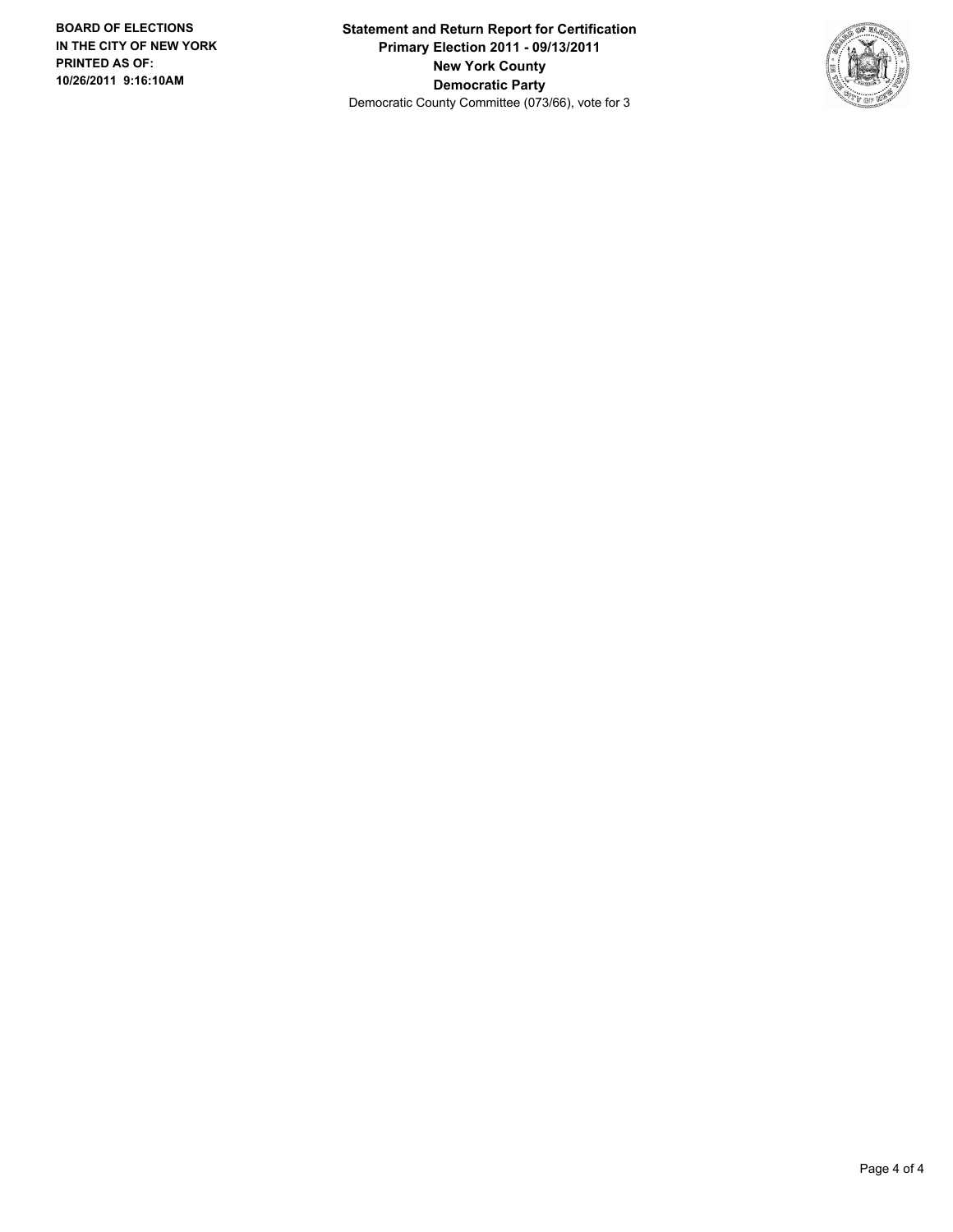**BOARD OF ELECTIONS IN THE CITY OF NEW YORK PRINTED AS OF: 10/26/2011 9:16:10AM**

**Statement and Return Report for Certification**
**Primary Election 2011 - 09/13/2011**
**New York County**
**Democratic Party**
Democratic County Committee (073/66), vote for 3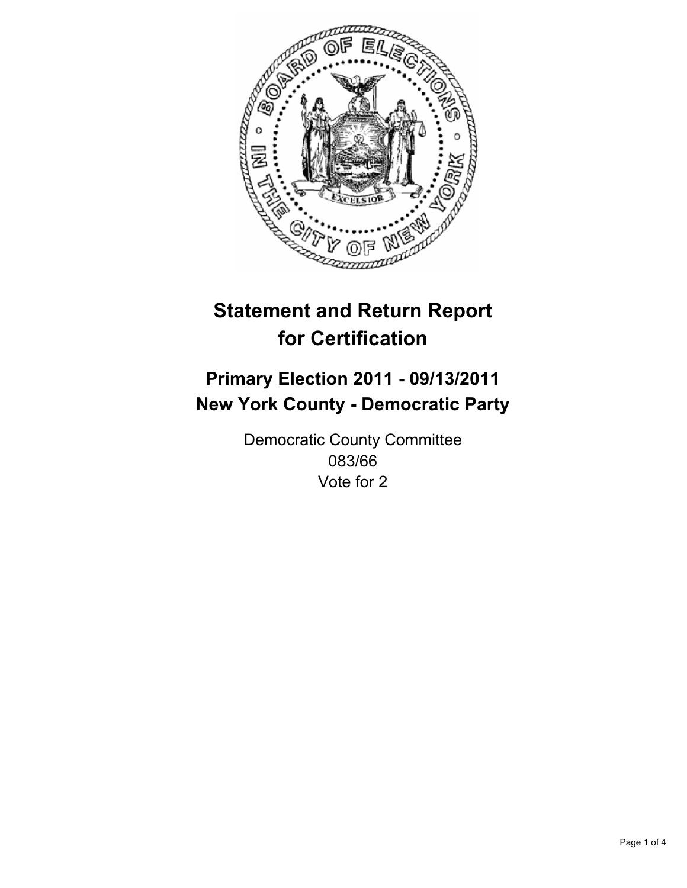# Statement and Return Report for Certification

## Primary Election 2011 - 09/13/2011
## New York County - Democratic Party

Democratic County Committee
083/66
Vote for 2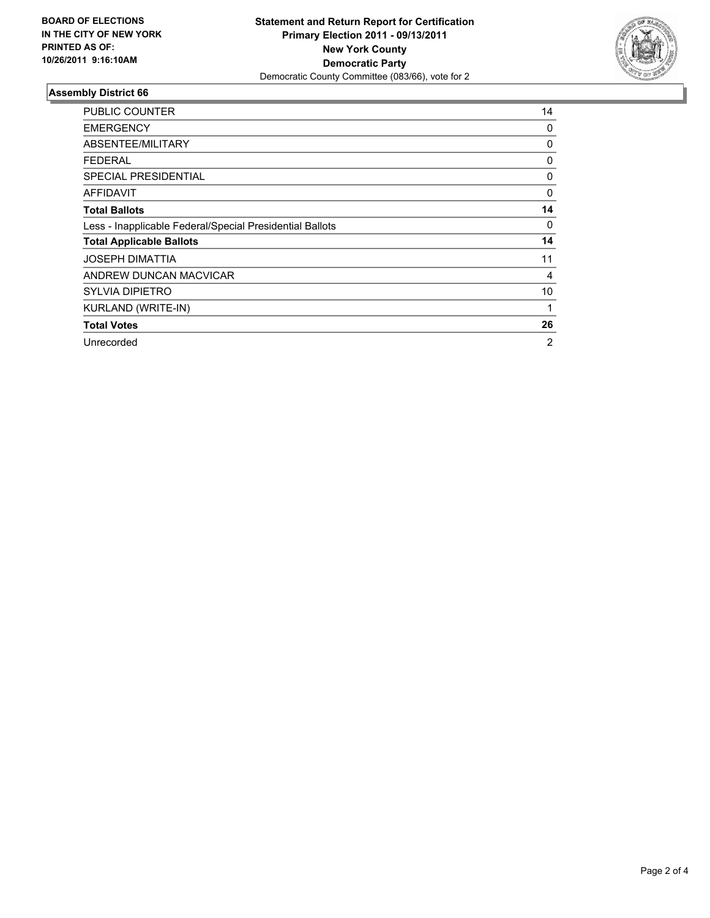**BOARD OF ELECTIONS IN THE CITY OF NEW YORK PRINTED AS OF: 10/26/2011 9:16:10AM**

**Statement and Return Report for Certification**
**Primary Election 2011 - 09/13/2011**
**New York County**
**Democratic Party**
Democratic County Committee (083/66), vote for 2

### Assembly District 66

| | |
|---|---|
| PUBLIC COUNTER | 14 |
| EMERGENCY | 0 |
| ABSENTEE/MILITARY | 0 |
| FEDERAL | 0 |
| SPECIAL PRESIDENTIAL | 0 |
| AFFIDAVIT | 0 |
| **Total Ballots** | **14** |
| Less - Inapplicable Federal/Special Presidential Ballots | 0 |
| **Total Applicable Ballots** | **14** |
| JOSEPH DIMATTIA | 11 |
| ANDREW DUNCAN MACVICAR | 4 |
| SYLVIA DIPIETRO | 10 |
| KURLAND (WRITE-IN) | 1 |
| **Total Votes** | **26** |
| Unrecorded | 2 |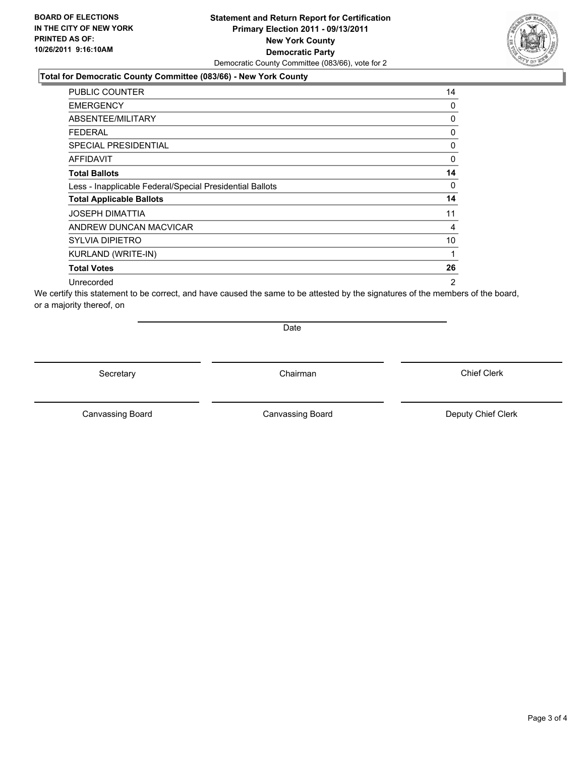**BOARD OF ELECTIONS IN THE CITY OF NEW YORK PRINTED AS OF: 10/26/2011 9:16:10AM**

**Statement and Return Report for Certification Primary Election 2011 - 09/13/2011 New York County Democratic Party**

Democratic County Committee (083/66), vote for 2

### Total for Democratic County Committee (083/66) - New York County

| | |
|---|---|
| PUBLIC COUNTER | 14 |
| EMERGENCY | 0 |
| ABSENTEE/MILITARY | 0 |
| FEDERAL | 0 |
| SPECIAL PRESIDENTIAL | 0 |
| AFFIDAVIT | 0 |
| **Total Ballots** | **14** |
| Less - Inapplicable Federal/Special Presidential Ballots | 0 |
| **Total Applicable Ballots** | **14** |
| JOSEPH DIMATTIA | 11 |
| ANDREW DUNCAN MACVICAR | 4 |
| SYLVIA DIPIETRO | 10 |
| KURLAND (WRITE-IN) | 1 |
| **Total Votes** | **26** |
| Unrecorded | 2 |

We certify this statement to be correct, and have caused the same to be attested by the signatures of the members of the board, or a majority thereof, on

Date

Secretary | Chairman | Chief Clerk

Canvassing Board | Canvassing Board | Deputy Chief Clerk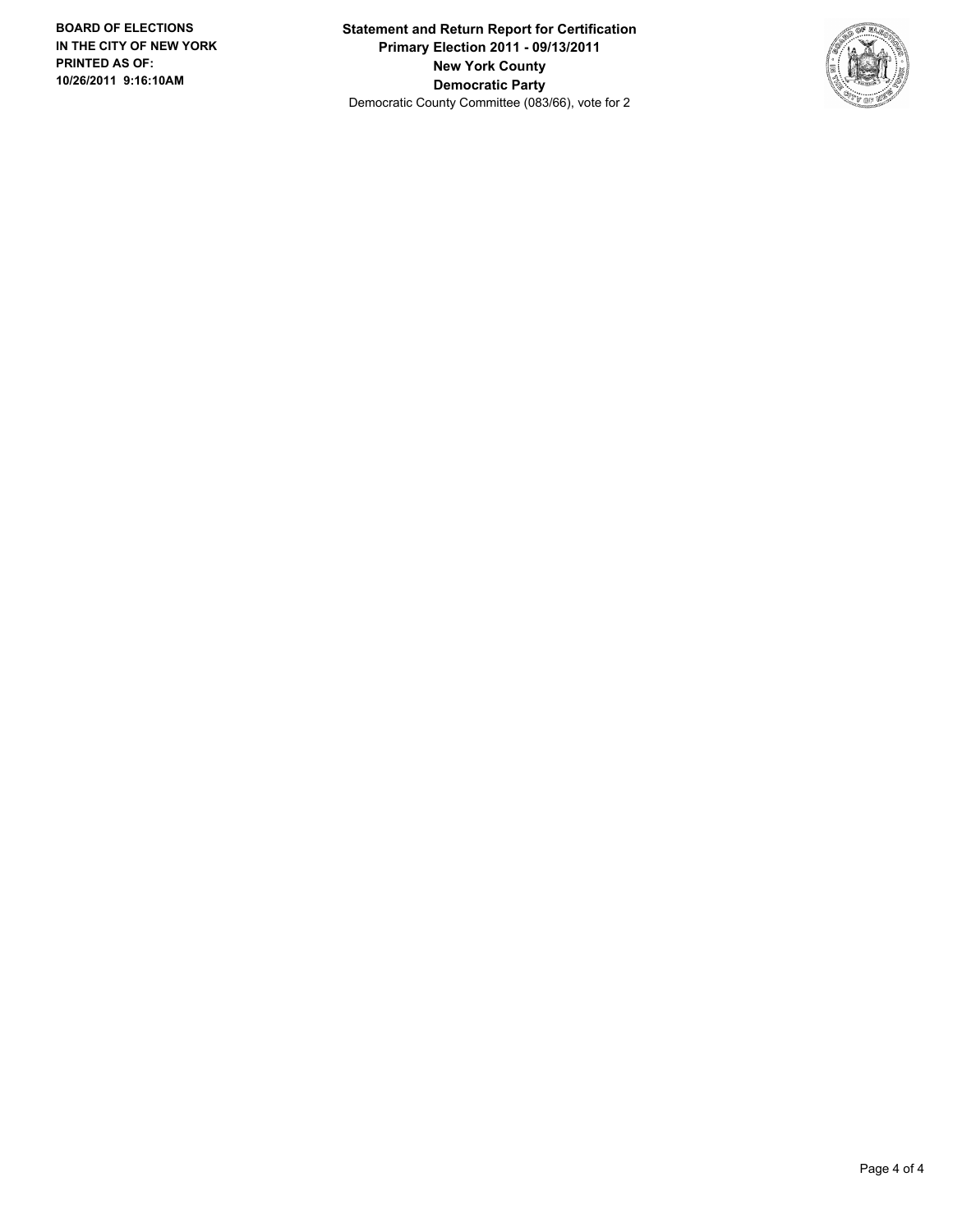**BOARD OF ELECTIONS IN THE CITY OF NEW YORK PRINTED AS OF: 10/26/2011 9:16:10AM**

**Statement and Return Report for Certification**
**Primary Election 2011 - 09/13/2011**
**New York County**
**Democratic Party**
Democratic County Committee (083/66), vote for 2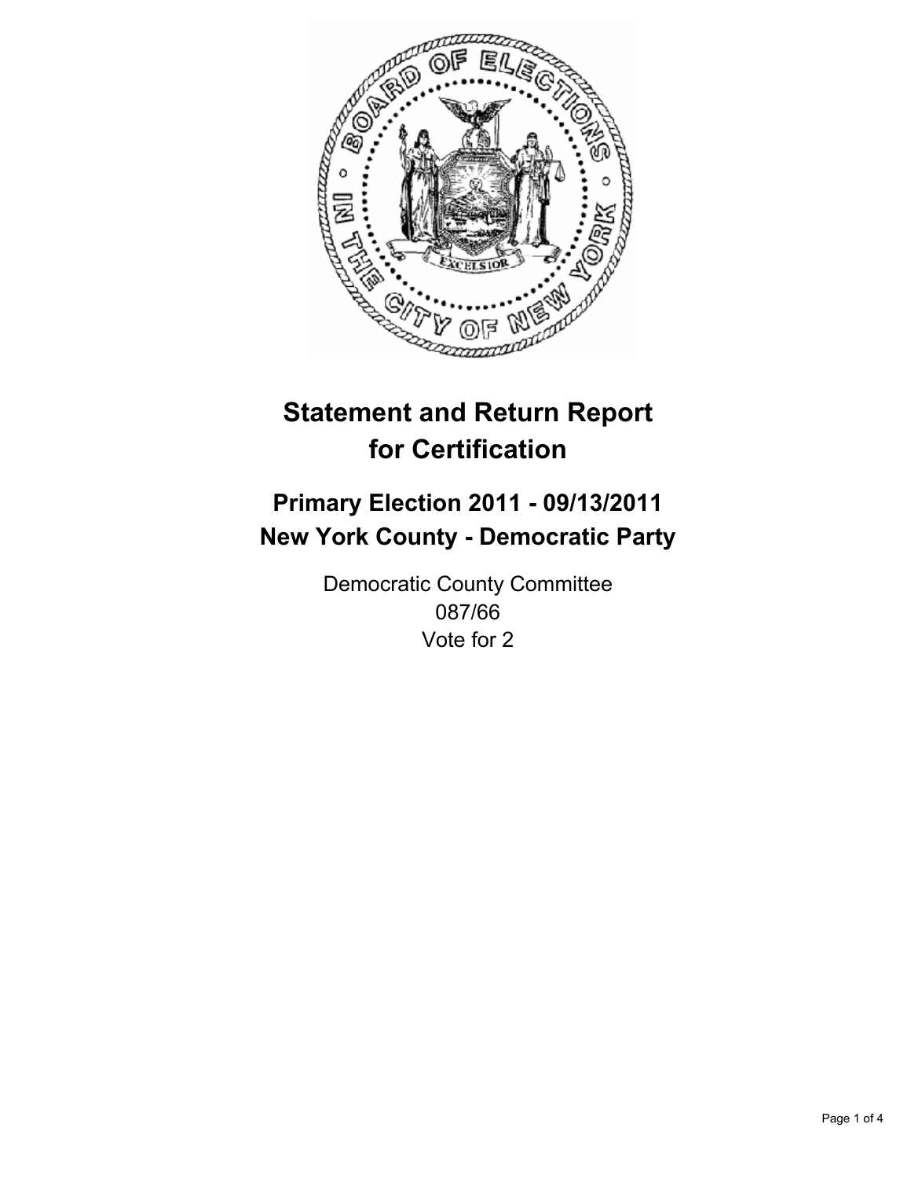# Statement and Return Report for Certification

## Primary Election 2011 - 09/13/2011
## New York County - Democratic Party

Democratic County Committee
087/66
Vote for 2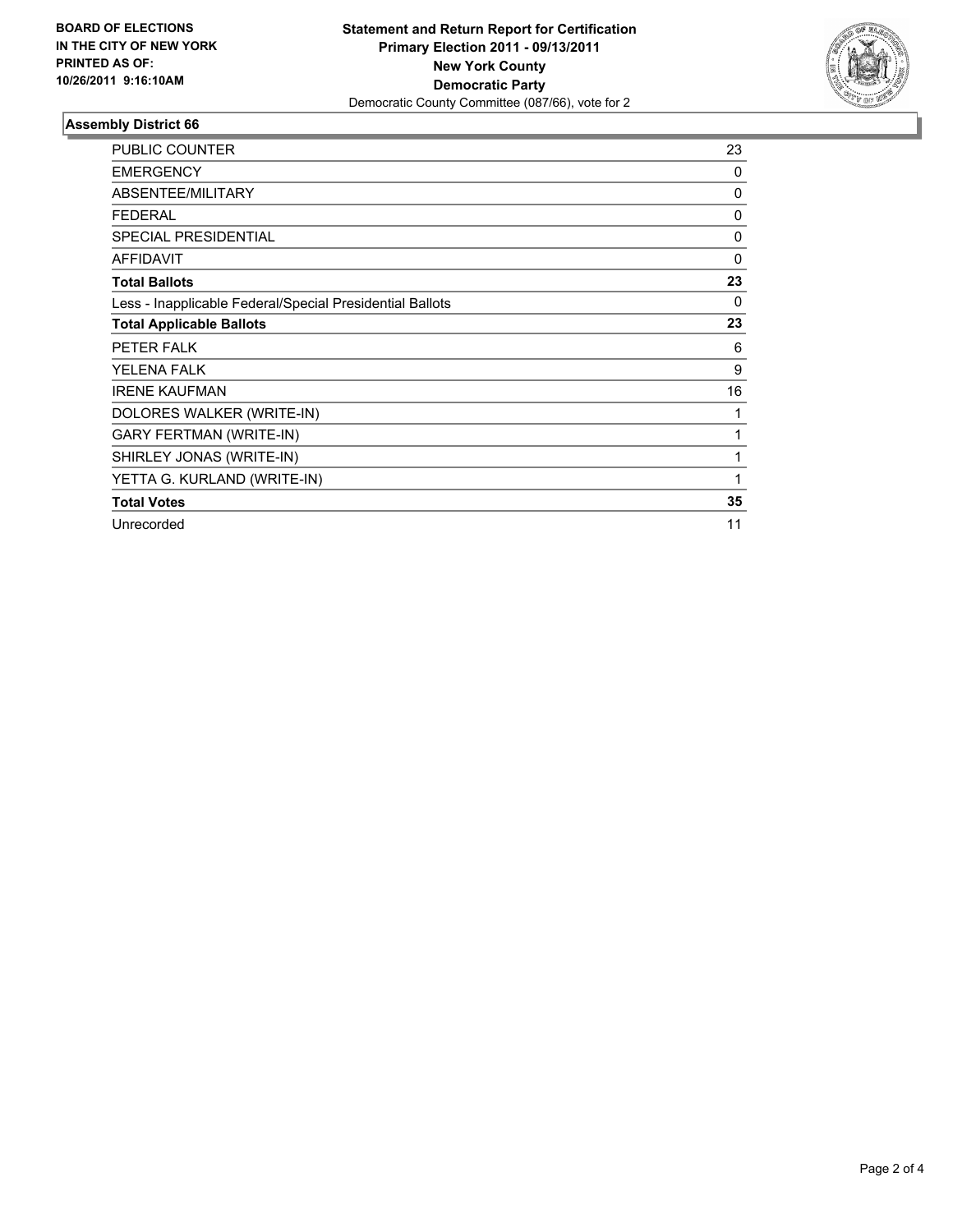**BOARD OF ELECTIONS IN THE CITY OF NEW YORK PRINTED AS OF: 10/26/2011 9:16:10AM**

**Statement and Return Report for Certification**
**Primary Election 2011 - 09/13/2011**
**New York County**
**Democratic Party**
Democratic County Committee (087/66), vote for 2

### Assembly District 66

| | |
|---|---|
| PUBLIC COUNTER | 23 |
| EMERGENCY | 0 |
| ABSENTEE/MILITARY | 0 |
| FEDERAL | 0 |
| SPECIAL PRESIDENTIAL | 0 |
| AFFIDAVIT | 0 |
| **Total Ballots** | **23** |
| Less - Inapplicable Federal/Special Presidential Ballots | 0 |
| **Total Applicable Ballots** | **23** |
| PETER FALK | 6 |
| YELENA FALK | 9 |
| IRENE KAUFMAN | 16 |
| DOLORES WALKER (WRITE-IN) | 1 |
| GARY FERTMAN (WRITE-IN) | 1 |
| SHIRLEY JONAS (WRITE-IN) | 1 |
| YETTA G. KURLAND (WRITE-IN) | 1 |
| **Total Votes** | **35** |
| Unrecorded | 11 |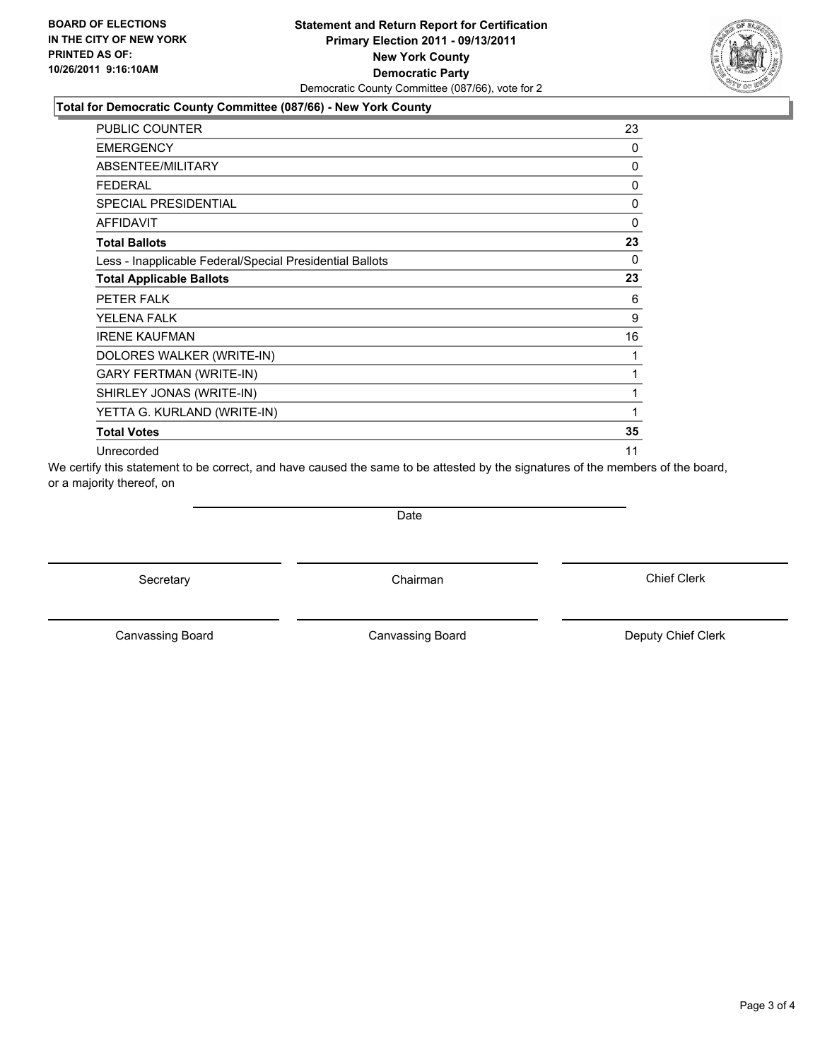**BOARD OF ELECTIONS IN THE CITY OF NEW YORK PRINTED AS OF: 10/26/2011 9:16:10AM**

**Statement and Return Report for Certification Primary Election 2011 - 09/13/2011 New York County Democratic Party**

Democratic County Committee (087/66), vote for 2

**Total for Democratic County Committee (087/66) - New York County**

| | |
|---|---|
| PUBLIC COUNTER | 23 |
| EMERGENCY | 0 |
| ABSENTEE/MILITARY | 0 |
| FEDERAL | 0 |
| SPECIAL PRESIDENTIAL | 0 |
| AFFIDAVIT | 0 |
| **Total Ballots** | **23** |
| Less - Inapplicable Federal/Special Presidential Ballots | 0 |
| **Total Applicable Ballots** | **23** |
| PETER FALK | 6 |
| YELENA FALK | 9 |
| IRENE KAUFMAN | 16 |
| DOLORES WALKER (WRITE-IN) | 1 |
| GARY FERTMAN (WRITE-IN) | 1 |
| SHIRLEY JONAS (WRITE-IN) | 1 |
| YETTA G. KURLAND (WRITE-IN) | 1 |
| **Total Votes** | **35** |
| Unrecorded | 11 |

We certify this statement to be correct, and have caused the same to be attested by the signatures of the members of the board, or a majority thereof, on

Date

Secretary Chairman Chief Clerk

Canvassing Board Canvassing Board Deputy Chief Clerk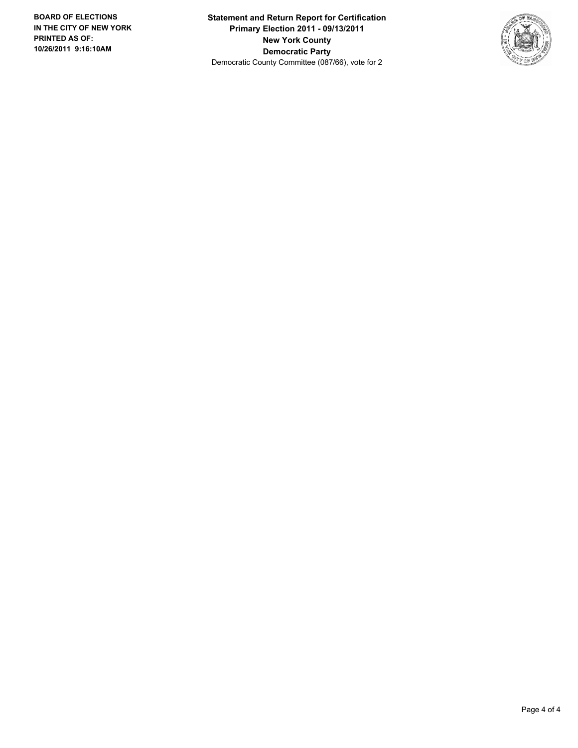**BOARD OF ELECTIONS**
**IN THE CITY OF NEW YORK**
**PRINTED AS OF:**
**10/26/2011 9:16:10AM**

**Statement and Return Report for Certification**
**Primary Election 2011 - 09/13/2011**
**New York County**
**Democratic Party**
Democratic County Committee (087/66), vote for 2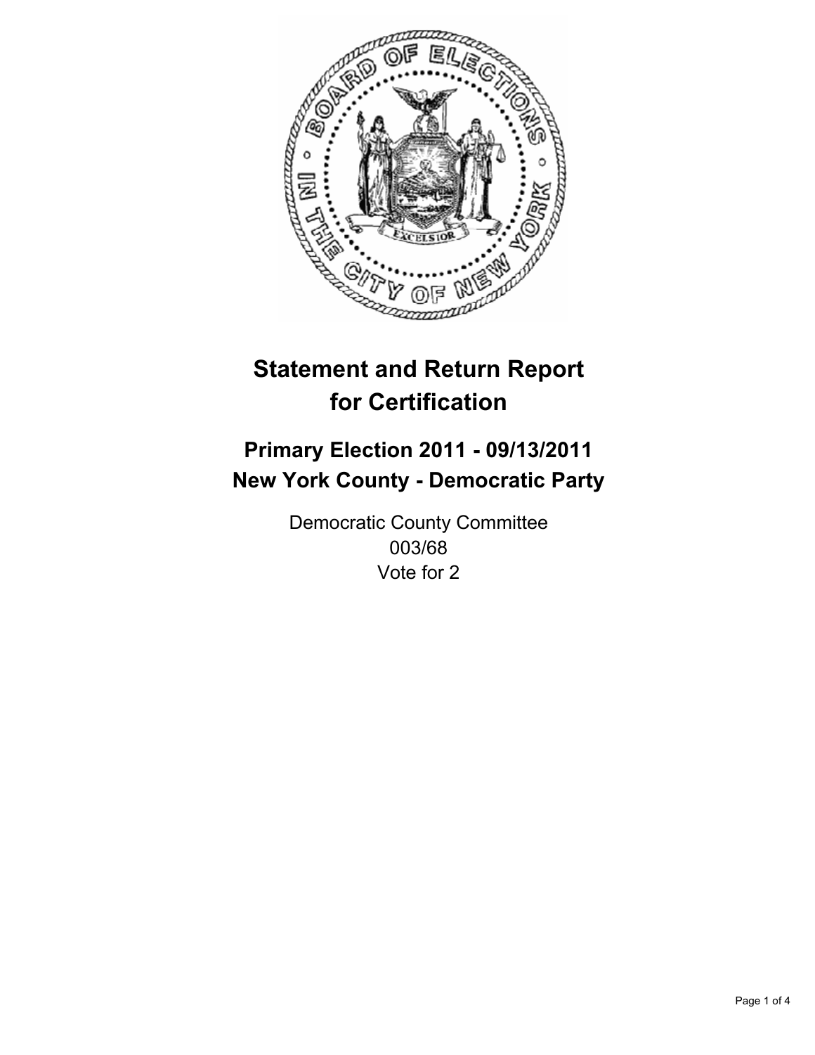# Statement and Return Report for Certification

## Primary Election 2011 - 09/13/2011
## New York County - Democratic Party

Democratic County Committee
003/68
Vote for 2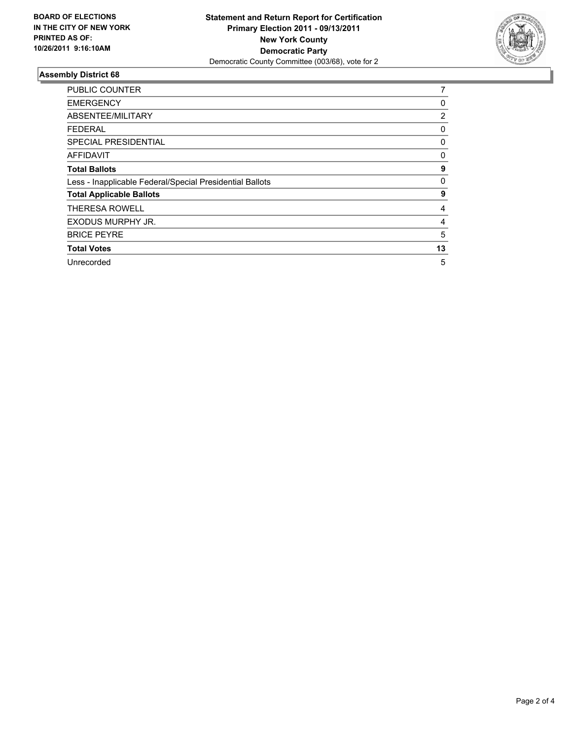**BOARD OF ELECTIONS IN THE CITY OF NEW YORK PRINTED AS OF: 10/26/2011 9:16:10AM**

**Statement and Return Report for Certification**
**Primary Election 2011 - 09/13/2011**
**New York County**
**Democratic Party**
Democratic County Committee (003/68), vote for 2

### Assembly District 68

| | |
|---|---|
| PUBLIC COUNTER | 7 |
| EMERGENCY | 0 |
| ABSENTEE/MILITARY | 2 |
| FEDERAL | 0 |
| SPECIAL PRESIDENTIAL | 0 |
| AFFIDAVIT | 0 |
| **Total Ballots** | **9** |
| Less - Inapplicable Federal/Special Presidential Ballots | 0 |
| **Total Applicable Ballots** | **9** |
| THERESA ROWELL | 4 |
| EXODUS MURPHY JR. | 4 |
| BRICE PEYRE | 5 |
| **Total Votes** | **13** |
| Unrecorded | 5 |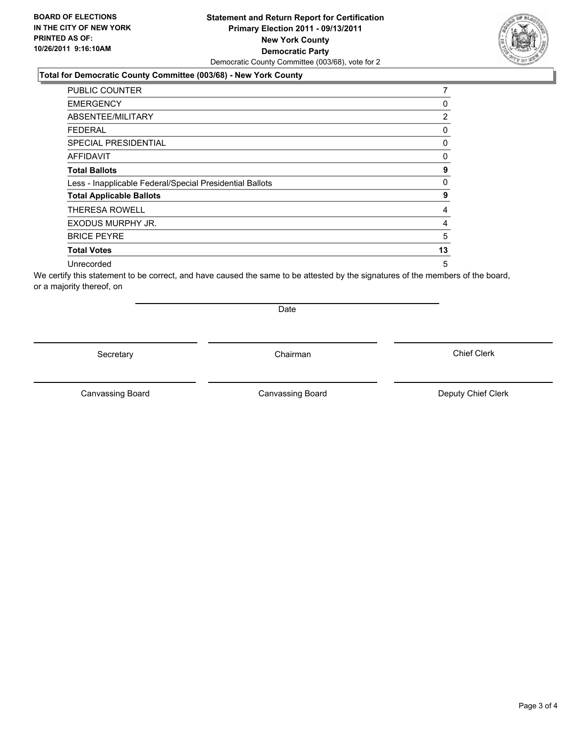**BOARD OF ELECTIONS IN THE CITY OF NEW YORK PRINTED AS OF: 10/26/2011 9:16:10AM**

# Statement and Return Report for Certification
## Primary Election 2011 - 09/13/2011
## New York County
## Democratic Party

Democratic County Committee (003/68), vote for 2

### Total for Democratic County Committee (003/68) - New York County

| | |
|---|---|
| PUBLIC COUNTER | 7 |
| EMERGENCY | 0 |
| ABSENTEE/MILITARY | 2 |
| FEDERAL | 0 |
| SPECIAL PRESIDENTIAL | 0 |
| AFFIDAVIT | 0 |
| **Total Ballots** | **9** |
| Less - Inapplicable Federal/Special Presidential Ballots | 0 |
| **Total Applicable Ballots** | **9** |
| THERESA ROWELL | 4 |
| EXODUS MURPHY JR. | 4 |
| BRICE PEYRE | 5 |
| **Total Votes** | **13** |
| Unrecorded | 5 |

We certify this statement to be correct, and have caused the same to be attested by the signatures of the members of the board, or a majority thereof, on

Date

Secretary | Chairman | Chief Clerk

Canvassing Board | Canvassing Board | Deputy Chief Clerk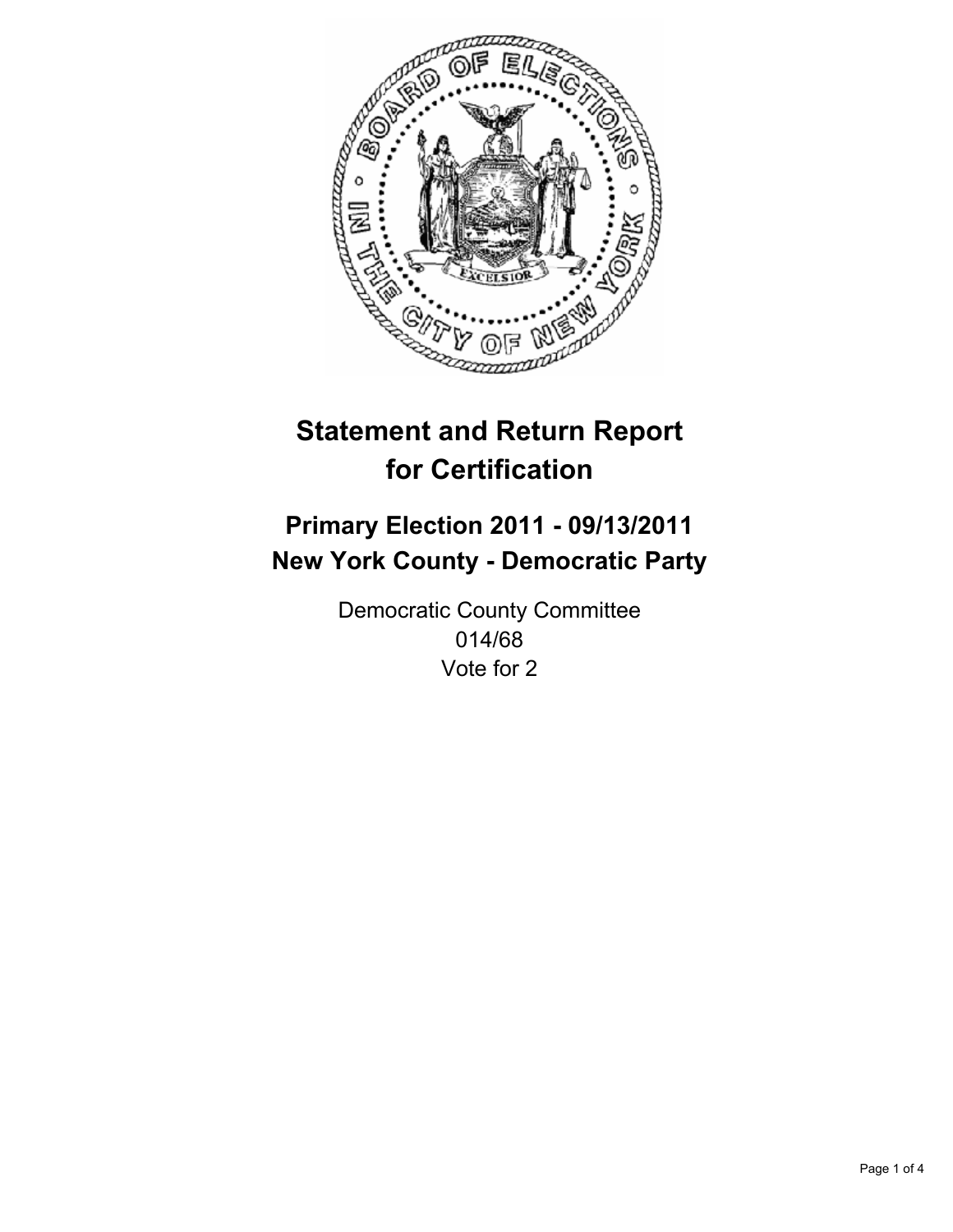# Statement and Return Report for Certification

## Primary Election 2011 - 09/13/2011
## New York County - Democratic Party

Democratic County Committee
014/68
Vote for 2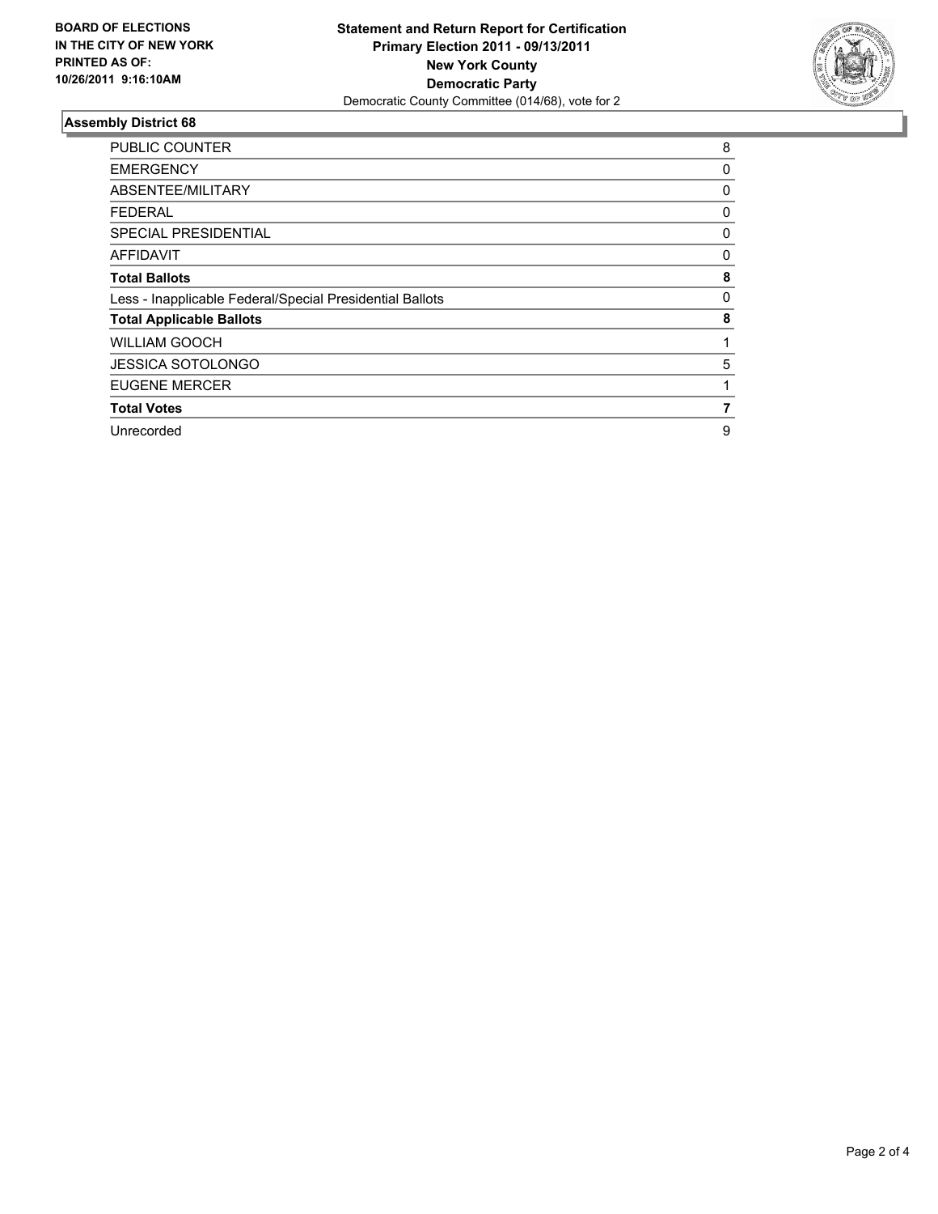**BOARD OF ELECTIONS IN THE CITY OF NEW YORK PRINTED AS OF: 10/26/2011 9:16:10AM**

**Statement and Return Report for Certification**
**Primary Election 2011 - 09/13/2011**
**New York County**
**Democratic Party**
Democratic County Committee (014/68), vote for 2

### Assembly District 68

| | |
|---|---|
| PUBLIC COUNTER | 8 |
| EMERGENCY | 0 |
| ABSENTEE/MILITARY | 0 |
| FEDERAL | 0 |
| SPECIAL PRESIDENTIAL | 0 |
| AFFIDAVIT | 0 |
| **Total Ballots** | **8** |
| Less - Inapplicable Federal/Special Presidential Ballots | 0 |
| **Total Applicable Ballots** | **8** |
| WILLIAM GOOCH | 1 |
| JESSICA SOTOLONGO | 5 |
| EUGENE MERCER | 1 |
| **Total Votes** | **7** |
| Unrecorded | 9 |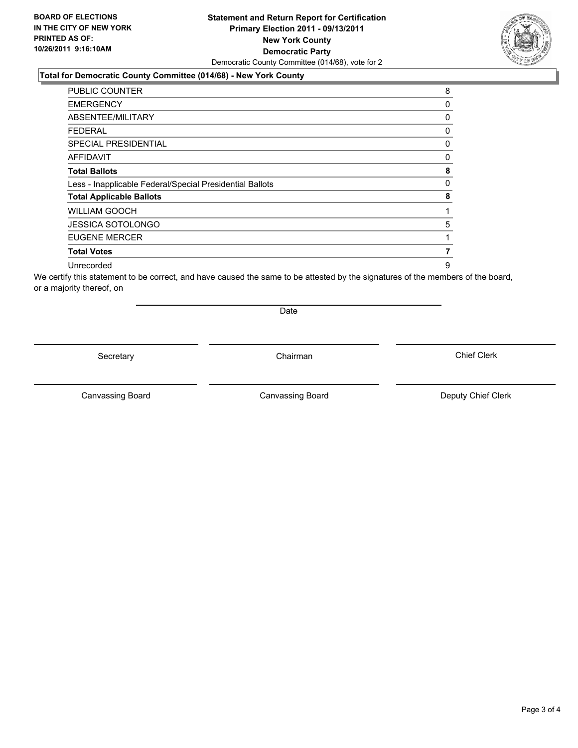**BOARD OF ELECTIONS IN THE CITY OF NEW YORK PRINTED AS OF: 10/26/2011 9:16:10AM**

# Statement and Return Report for Certification
## Primary Election 2011 - 09/13/2011
## New York County
## Democratic Party

Democratic County Committee (014/68), vote for 2

### Total for Democratic County Committee (014/68) - New York County

| | |
|---|---|
| PUBLIC COUNTER | 8 |
| EMERGENCY | 0 |
| ABSENTEE/MILITARY | 0 |
| FEDERAL | 0 |
| SPECIAL PRESIDENTIAL | 0 |
| AFFIDAVIT | 0 |
| **Total Ballots** | **8** |
| Less - Inapplicable Federal/Special Presidential Ballots | 0 |
| **Total Applicable Ballots** | **8** |
| WILLIAM GOOCH | 1 |
| JESSICA SOTOLONGO | 5 |
| EUGENE MERCER | 1 |
| **Total Votes** | **7** |
| Unrecorded | 9 |

We certify this statement to be correct, and have caused the same to be attested by the signatures of the members of the board, or a majority thereof, on

Date

Secretary | Chairman | Chief Clerk

Canvassing Board | Canvassing Board | Deputy Chief Clerk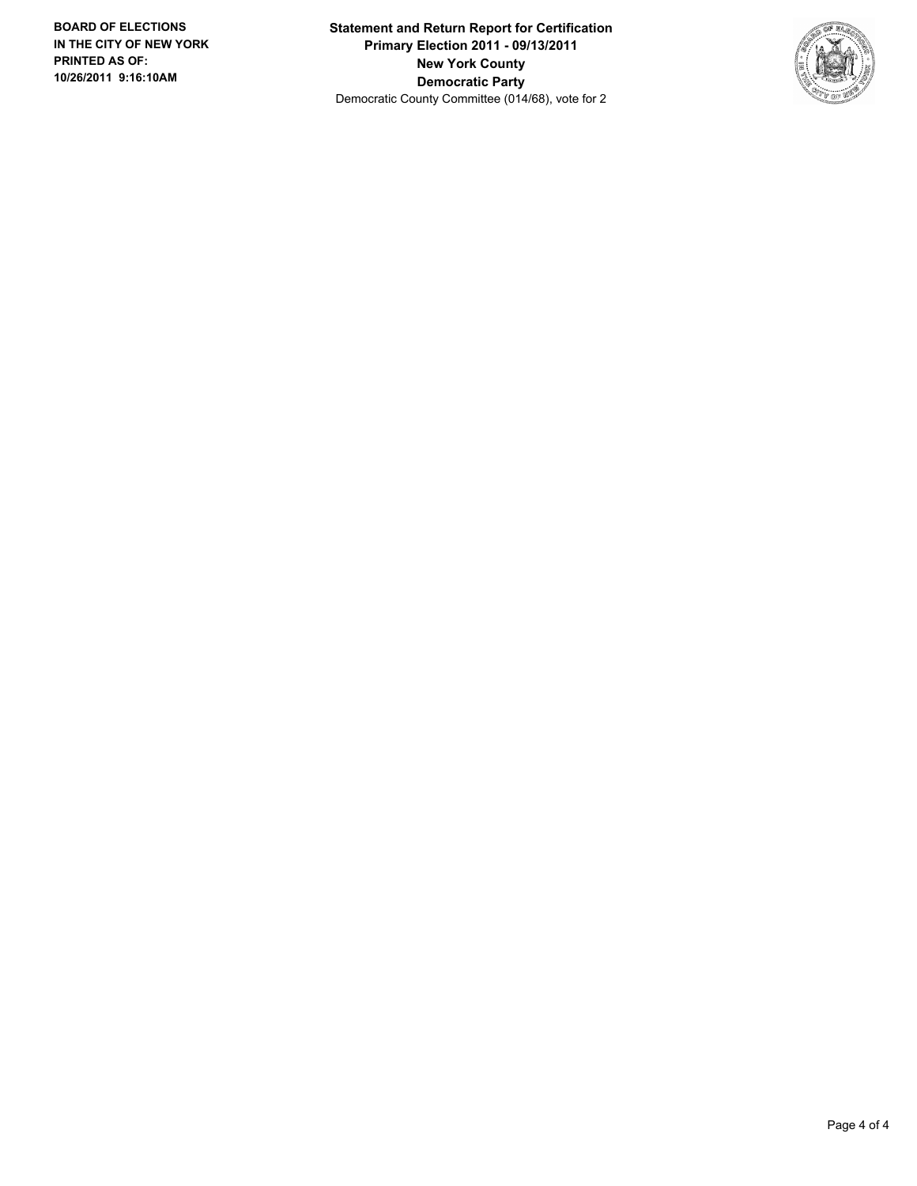**BOARD OF ELECTIONS IN THE CITY OF NEW YORK PRINTED AS OF: 10/26/2011 9:16:10AM**

**Statement and Return Report for Certification**
**Primary Election 2011 - 09/13/2011**
**New York County**
**Democratic Party**
Democratic County Committee (014/68), vote for 2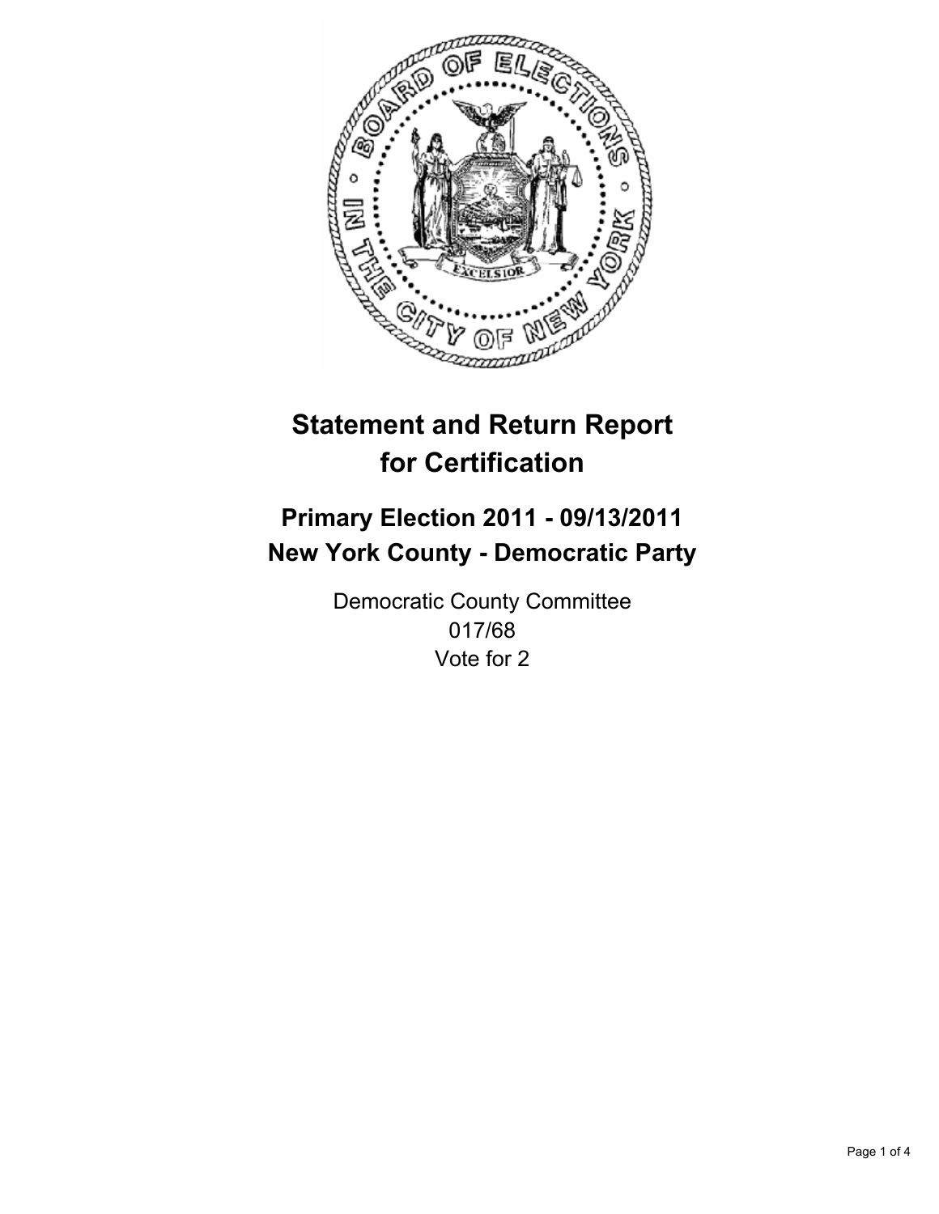# Statement and Return Report for Certification

## Primary Election 2011 - 09/13/2011
## New York County - Democratic Party

Democratic County Committee
017/68
Vote for 2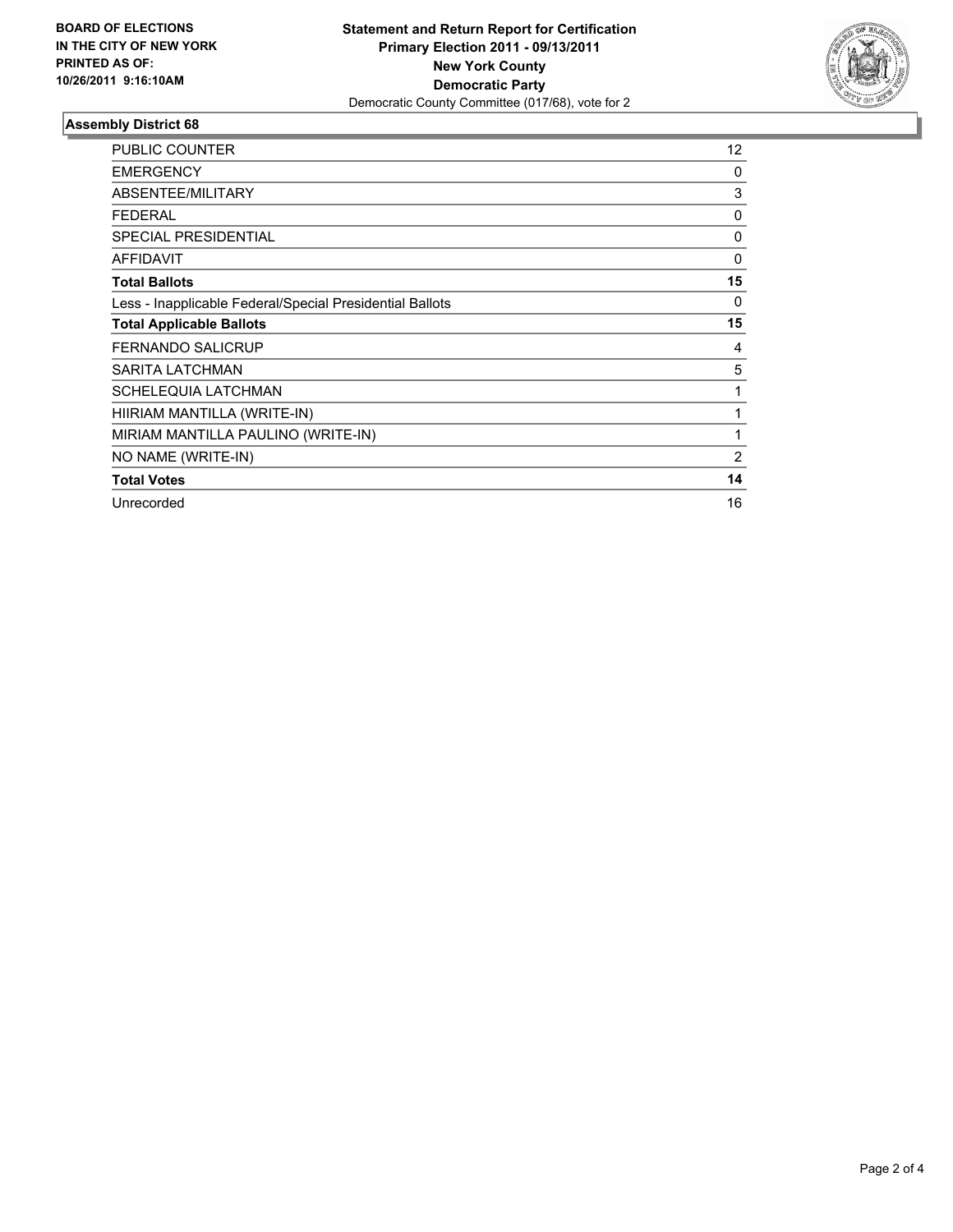**BOARD OF ELECTIONS IN THE CITY OF NEW YORK PRINTED AS OF: 10/26/2011 9:16:10AM**

**Statement and Return Report for Certification**
**Primary Election 2011 - 09/13/2011**
**New York County**
**Democratic Party**
Democratic County Committee (017/68), vote for 2

## Assembly District 68

| | |
|---|---|
| PUBLIC COUNTER | 12 |
| EMERGENCY | 0 |
| ABSENTEE/MILITARY | 3 |
| FEDERAL | 0 |
| SPECIAL PRESIDENTIAL | 0 |
| AFFIDAVIT | 0 |
| **Total Ballots** | **15** |
| Less - Inapplicable Federal/Special Presidential Ballots | 0 |
| **Total Applicable Ballots** | **15** |
| FERNANDO SALICRUP | 4 |
| SARITA LATCHMAN | 5 |
| SCHELEQUIA LATCHMAN | 1 |
| HIIRIAM MANTILLA (WRITE-IN) | 1 |
| MIRIAM MANTILLA PAULINO (WRITE-IN) | 1 |
| NO NAME (WRITE-IN) | 2 |
| **Total Votes** | **14** |
| Unrecorded | 16 |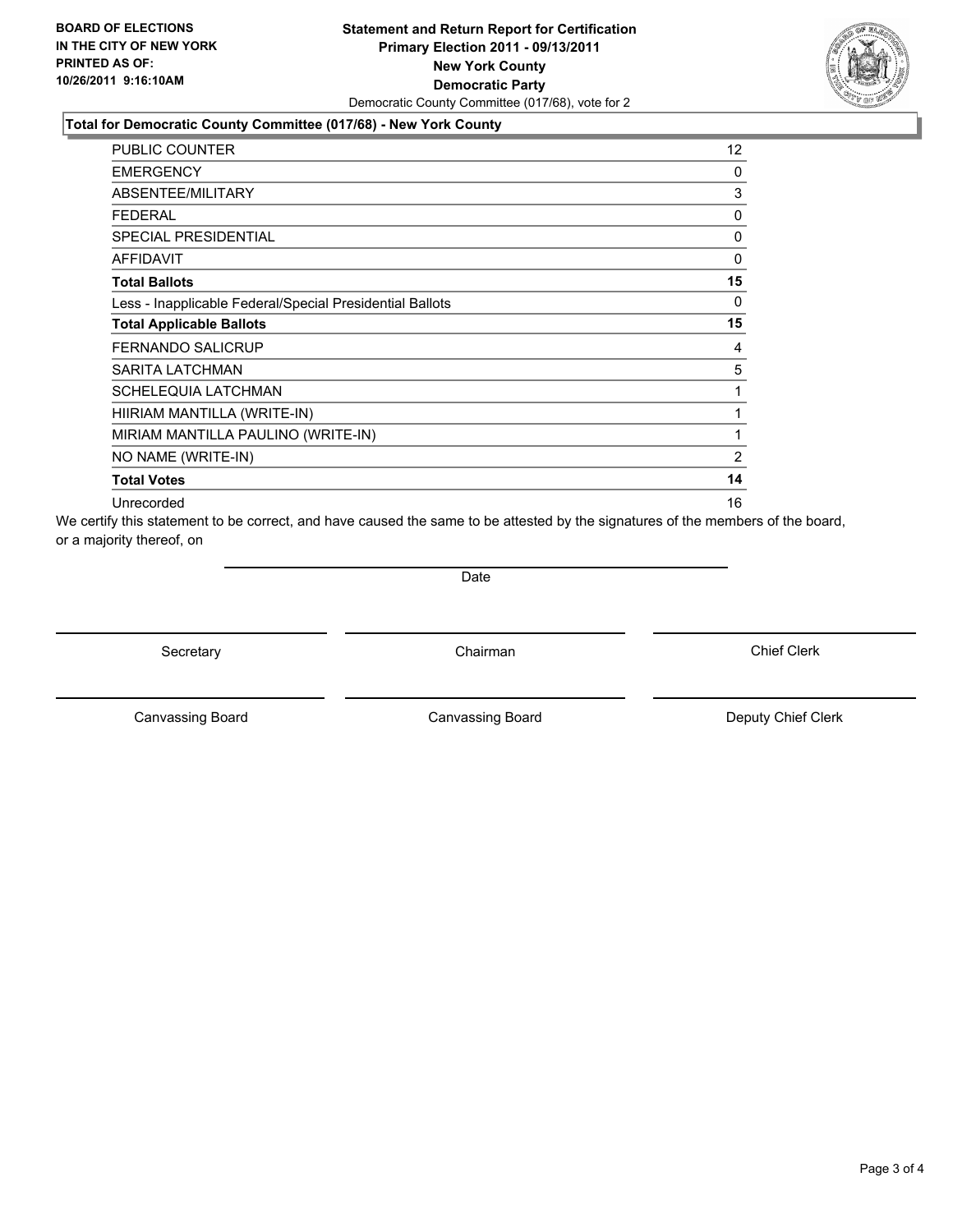**BOARD OF ELECTIONS IN THE CITY OF NEW YORK PRINTED AS OF: 10/26/2011 9:16:10AM**

**Statement and Return Report for Certification**
**Primary Election 2011 - 09/13/2011**
**New York County**
**Democratic Party**
Democratic County Committee (017/68), vote for 2

### Total for Democratic County Committee (017/68) - New York County

| | |
|---|---|
| PUBLIC COUNTER | 12 |
| EMERGENCY | 0 |
| ABSENTEE/MILITARY | 3 |
| FEDERAL | 0 |
| SPECIAL PRESIDENTIAL | 0 |
| AFFIDAVIT | 0 |
| **Total Ballots** | **15** |
| Less - Inapplicable Federal/Special Presidential Ballots | 0 |
| **Total Applicable Ballots** | **15** |
| FERNANDO SALICRUP | 4 |
| SARITA LATCHMAN | 5 |
| SCHELEQUIA LATCHMAN | 1 |
| HIIRIAM MANTILLA (WRITE-IN) | 1 |
| MIRIAM MANTILLA PAULINO (WRITE-IN) | 1 |
| NO NAME (WRITE-IN) | 2 |
| **Total Votes** | **14** |
| Unrecorded | 16 |

We certify this statement to be correct, and have caused the same to be attested by the signatures of the members of the board, or a majority thereof, on

Date

Secretary | Chairman | Chief Clerk

Canvassing Board | Canvassing Board | Deputy Chief Clerk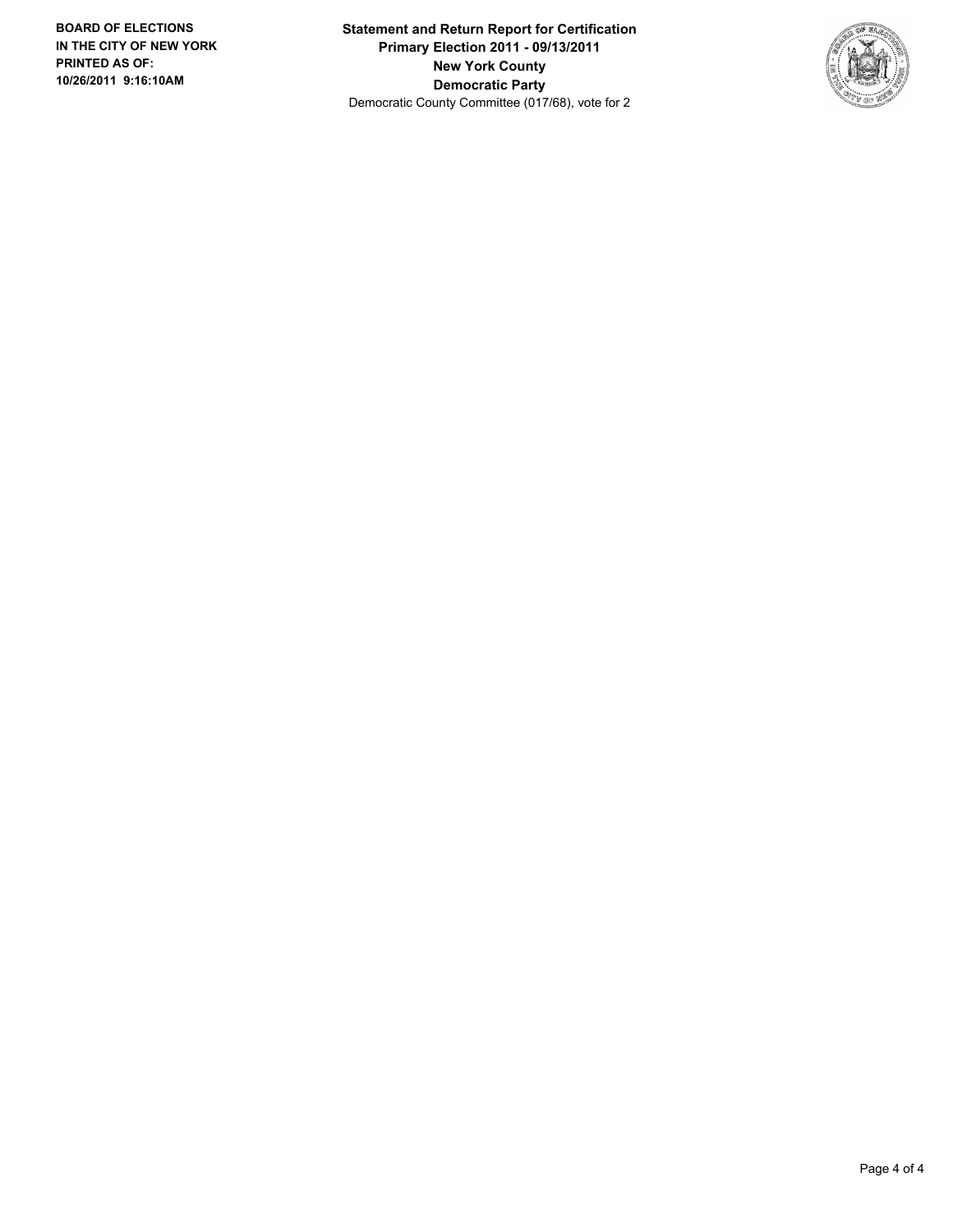BOARD OF ELECTIONS
IN THE CITY OF NEW YORK
PRINTED AS OF:
10/26/2011 9:16:10AM

**Statement and Return Report for Certification**
**Primary Election 2011 - 09/13/2011**
**New York County**
**Democratic Party**
Democratic County Committee (017/68), vote for 2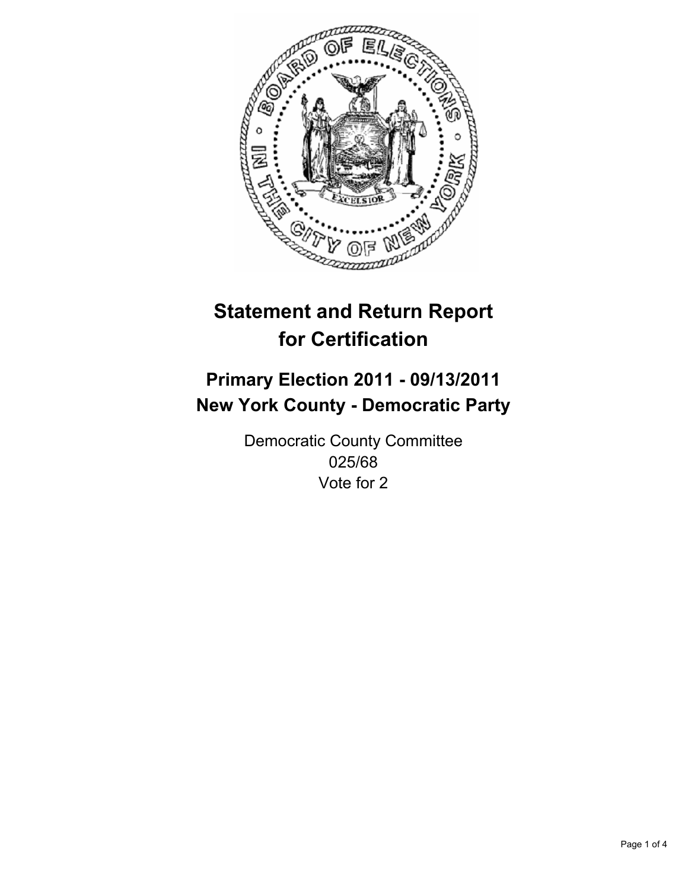# Statement and Return Report for Certification

## Primary Election 2011 - 09/13/2011
## New York County - Democratic Party

Democratic County Committee
025/68
Vote for 2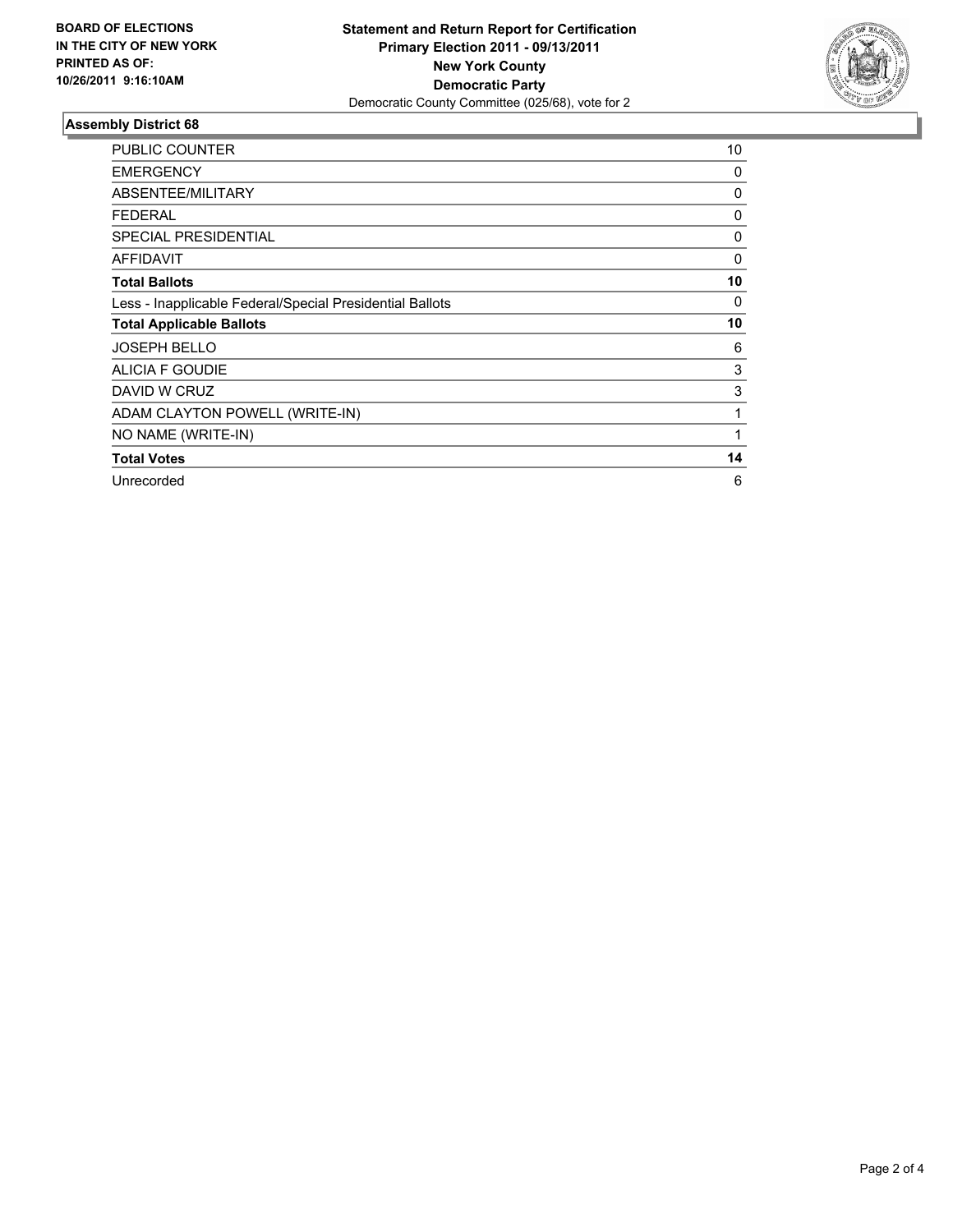**BOARD OF ELECTIONS IN THE CITY OF NEW YORK PRINTED AS OF: 10/26/2011 9:16:10AM**

**Statement and Return Report for Certification**
**Primary Election 2011 - 09/13/2011**
**New York County**
**Democratic Party**
Democratic County Committee (025/68), vote for 2

### Assembly District 68

| | |
|---|---|
| PUBLIC COUNTER | 10 |
| EMERGENCY | 0 |
| ABSENTEE/MILITARY | 0 |
| FEDERAL | 0 |
| SPECIAL PRESIDENTIAL | 0 |
| AFFIDAVIT | 0 |
| **Total Ballots** | **10** |
| Less - Inapplicable Federal/Special Presidential Ballots | 0 |
| **Total Applicable Ballots** | **10** |
| JOSEPH BELLO | 6 |
| ALICIA F GOUDIE | 3 |
| DAVID W CRUZ | 3 |
| ADAM CLAYTON POWELL (WRITE-IN) | 1 |
| NO NAME (WRITE-IN) | 1 |
| **Total Votes** | **14** |
| Unrecorded | 6 |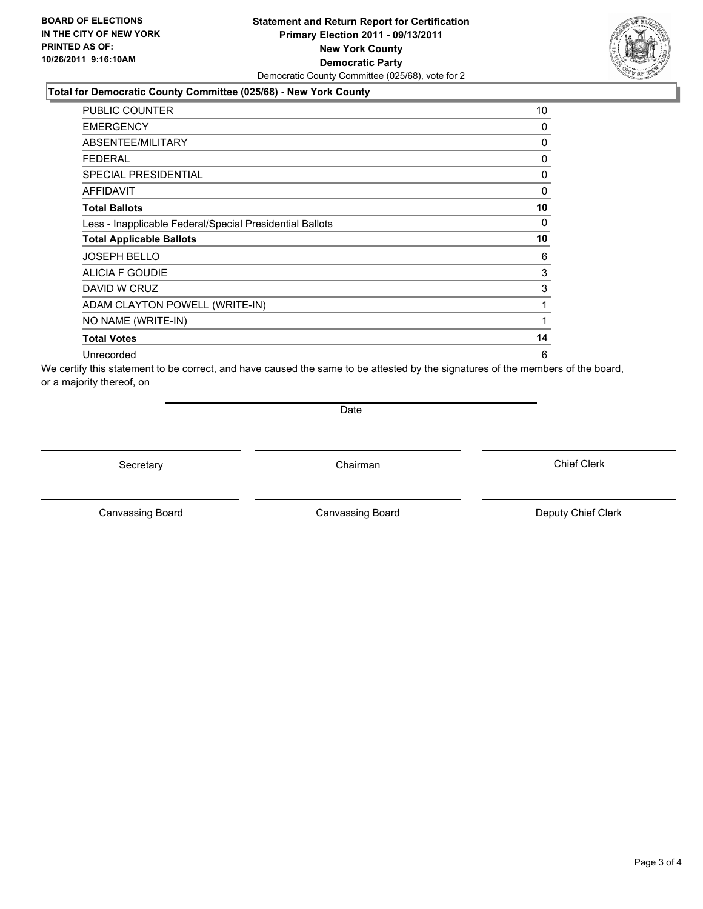**BOARD OF ELECTIONS IN THE CITY OF NEW YORK PRINTED AS OF: 10/26/2011 9:16:10AM**

**Statement and Return Report for Certification**
**Primary Election 2011 - 09/13/2011**
**New York County**
**Democratic Party**
Democratic County Committee (025/68), vote for 2

### Total for Democratic County Committee (025/68) - New York County

| | |
|---|---|
| PUBLIC COUNTER | 10 |
| EMERGENCY | 0 |
| ABSENTEE/MILITARY | 0 |
| FEDERAL | 0 |
| SPECIAL PRESIDENTIAL | 0 |
| AFFIDAVIT | 0 |
| **Total Ballots** | **10** |
| Less - Inapplicable Federal/Special Presidential Ballots | 0 |
| **Total Applicable Ballots** | **10** |
| JOSEPH BELLO | 6 |
| ALICIA F GOUDIE | 3 |
| DAVID W CRUZ | 3 |
| ADAM CLAYTON POWELL (WRITE-IN) | 1 |
| NO NAME (WRITE-IN) | 1 |
| **Total Votes** | **14** |
| Unrecorded | 6 |

We certify this statement to be correct, and have caused the same to be attested by the signatures of the members of the board, or a majority thereof, on

Date

Secretary | Chairman | Chief Clerk

Canvassing Board | Canvassing Board | Deputy Chief Clerk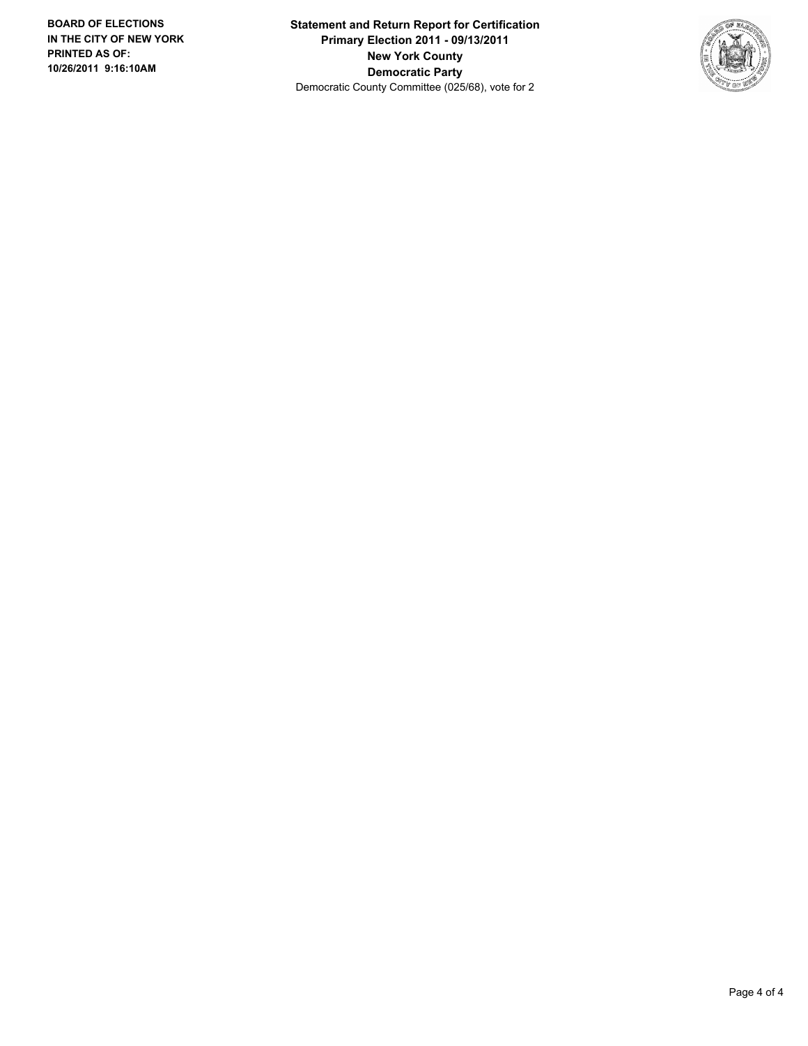**BOARD OF ELECTIONS IN THE CITY OF NEW YORK PRINTED AS OF: 10/26/2011 9:16:10AM**

**Statement and Return Report for Certification**
**Primary Election 2011 - 09/13/2011**
**New York County**
**Democratic Party**
Democratic County Committee (025/68), vote for 2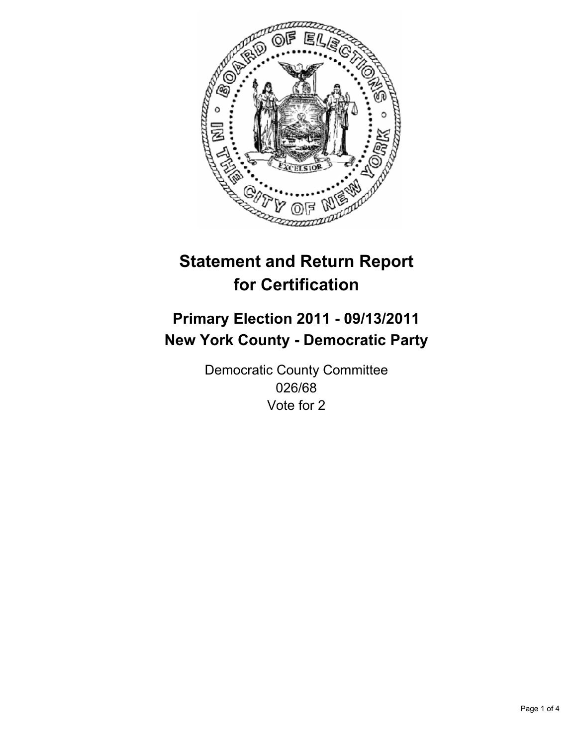# Statement and Return Report for Certification

## Primary Election 2011 - 09/13/2011
## New York County - Democratic Party

Democratic County Committee
026/68
Vote for 2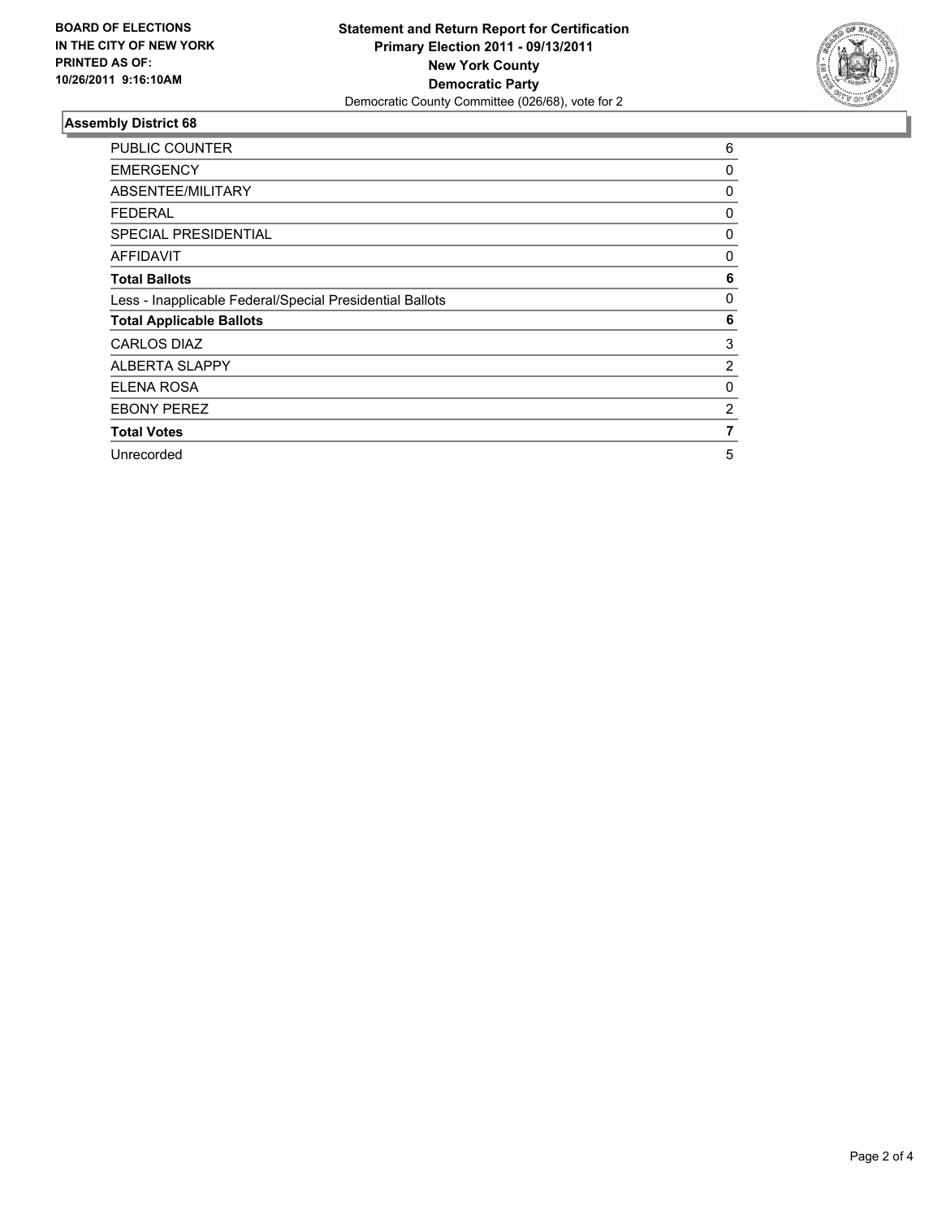**BOARD OF ELECTIONS IN THE CITY OF NEW YORK PRINTED AS OF: 10/26/2011 9:16:10AM**

**Statement and Return Report for Certification**
**Primary Election 2011 - 09/13/2011**
**New York County**
**Democratic Party**
Democratic County Committee (026/68), vote for 2

## Assembly District 68

| | |
|---|---|
| PUBLIC COUNTER | 6 |
| EMERGENCY | 0 |
| ABSENTEE/MILITARY | 0 |
| FEDERAL | 0 |
| SPECIAL PRESIDENTIAL | 0 |
| AFFIDAVIT | 0 |
| **Total Ballots** | **6** |
| Less - Inapplicable Federal/Special Presidential Ballots | 0 |
| **Total Applicable Ballots** | **6** |
| CARLOS DIAZ | 3 |
| ALBERTA SLAPPY | 2 |
| ELENA ROSA | 0 |
| EBONY PEREZ | 2 |
| **Total Votes** | **7** |
| Unrecorded | 5 |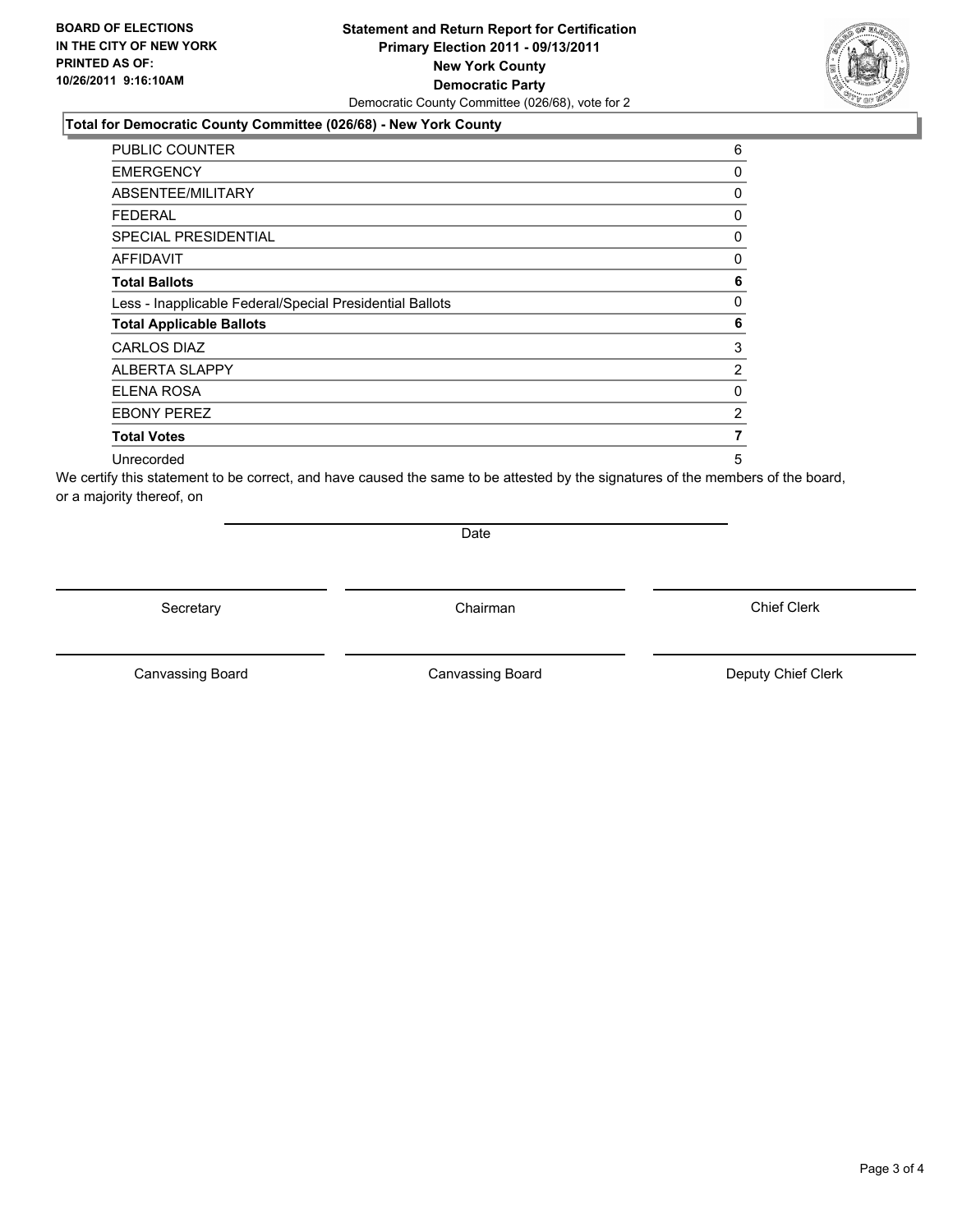**BOARD OF ELECTIONS IN THE CITY OF NEW YORK PRINTED AS OF: 10/26/2011 9:16:10AM**

**Statement and Return Report for Certification**
**Primary Election 2011 - 09/13/2011**
**New York County**
**Democratic Party**
Democratic County Committee (026/68), vote for 2

**Total for Democratic County Committee (026/68) - New York County**

| | |
|---|---|
| PUBLIC COUNTER | 6 |
| EMERGENCY | 0 |
| ABSENTEE/MILITARY | 0 |
| FEDERAL | 0 |
| SPECIAL PRESIDENTIAL | 0 |
| AFFIDAVIT | 0 |
| **Total Ballots** | **6** |
| Less - Inapplicable Federal/Special Presidential Ballots | 0 |
| **Total Applicable Ballots** | **6** |
| CARLOS DIAZ | 3 |
| ALBERTA SLAPPY | 2 |
| ELENA ROSA | 0 |
| EBONY PEREZ | 2 |
| **Total Votes** | **7** |
| Unrecorded | 5 |

We certify this statement to be correct, and have caused the same to be attested by the signatures of the members of the board, or a majority thereof, on

Date

Secretary | Chairman | Chief Clerk

Canvassing Board | Canvassing Board | Deputy Chief Clerk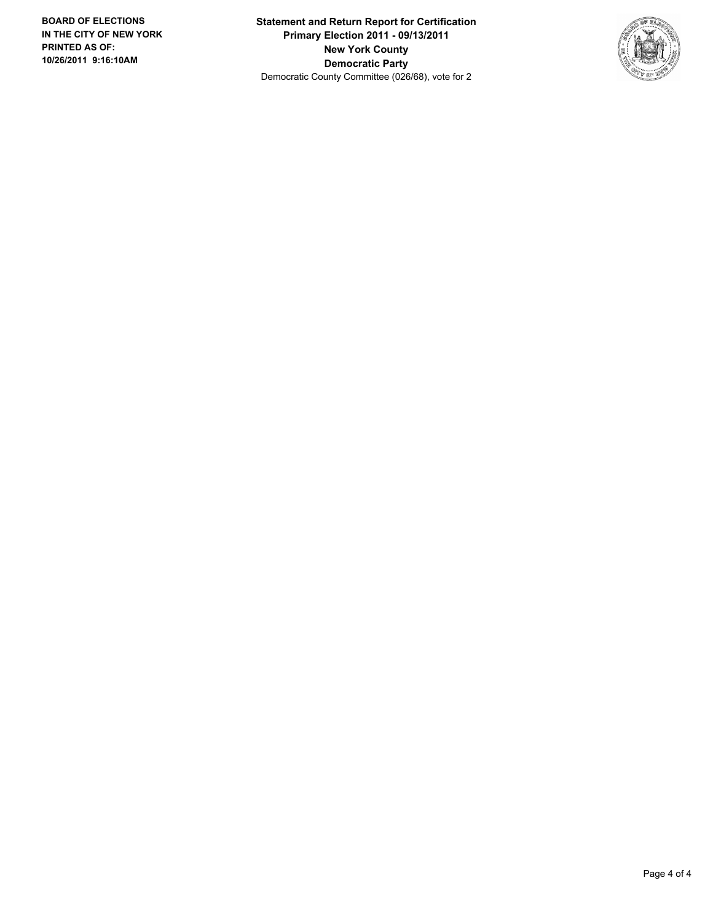**BOARD OF ELECTIONS IN THE CITY OF NEW YORK PRINTED AS OF: 10/26/2011 9:16:10AM**

**Statement and Return Report for Certification**
**Primary Election 2011 - 09/13/2011**
**New York County**
**Democratic Party**
Democratic County Committee (026/68), vote for 2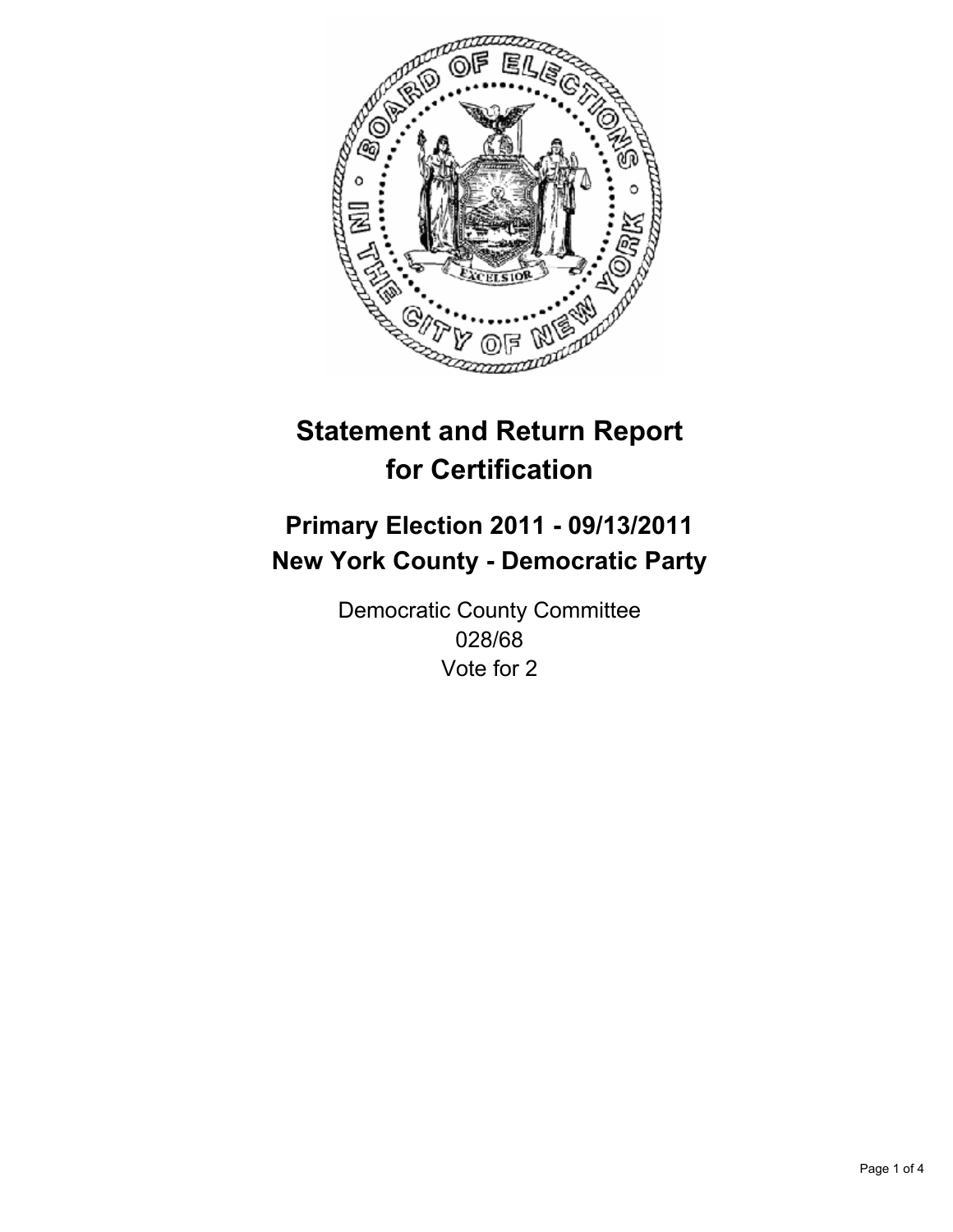# Statement and Return Report for Certification

## Primary Election 2011 - 09/13/2011
## New York County - Democratic Party

Democratic County Committee
028/68
Vote for 2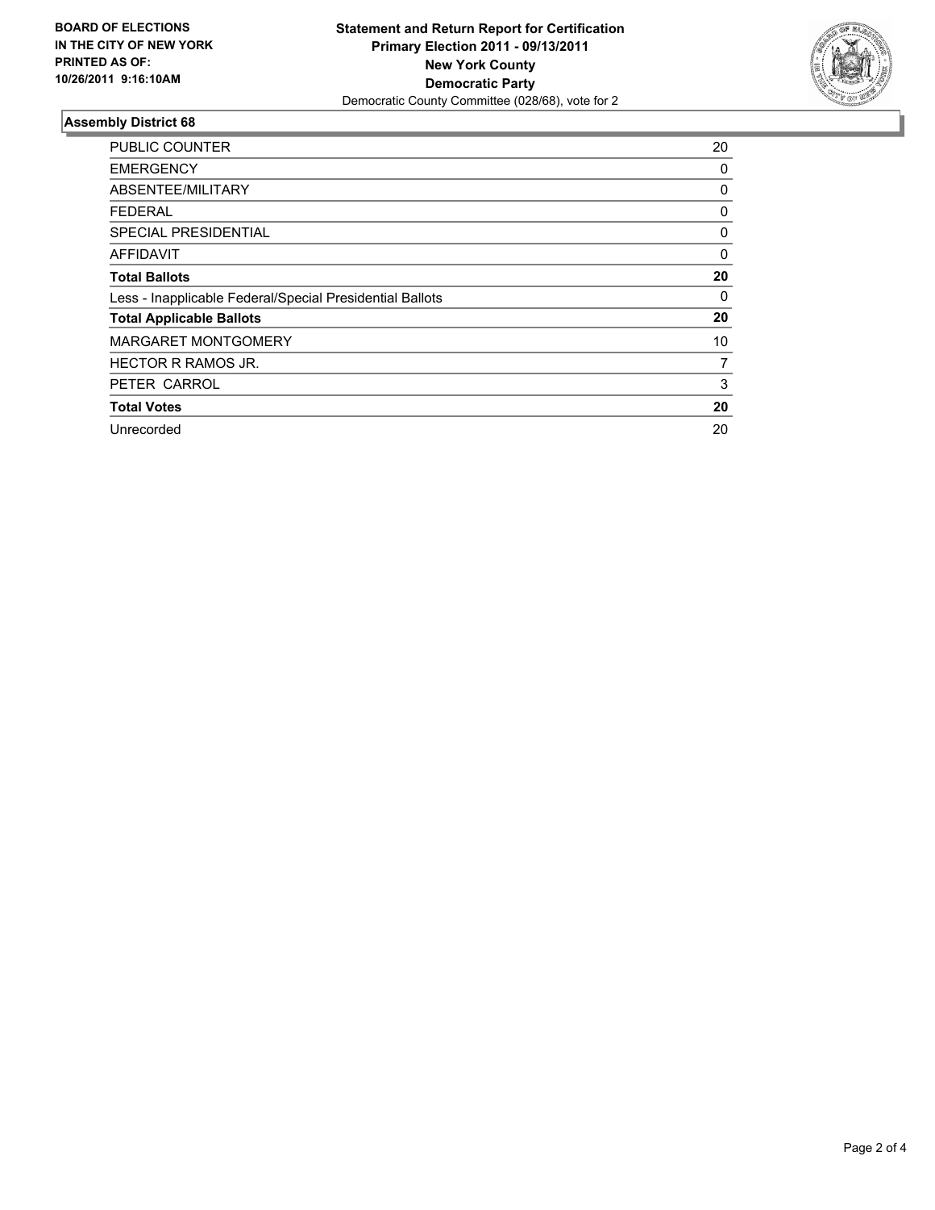**BOARD OF ELECTIONS IN THE CITY OF NEW YORK PRINTED AS OF: 10/26/2011 9:16:10AM**

**Statement and Return Report for Certification**
**Primary Election 2011 - 09/13/2011**
**New York County**
**Democratic Party**
Democratic County Committee (028/68), vote for 2

### Assembly District 68

| | |
|---|---|
| PUBLIC COUNTER | 20 |
| EMERGENCY | 0 |
| ABSENTEE/MILITARY | 0 |
| FEDERAL | 0 |
| SPECIAL PRESIDENTIAL | 0 |
| AFFIDAVIT | 0 |
| **Total Ballots** | **20** |
| Less - Inapplicable Federal/Special Presidential Ballots | 0 |
| **Total Applicable Ballots** | **20** |
| MARGARET MONTGOMERY | 10 |
| HECTOR R RAMOS JR. | 7 |
| PETER CARROL | 3 |
| **Total Votes** | **20** |
| Unrecorded | 20 |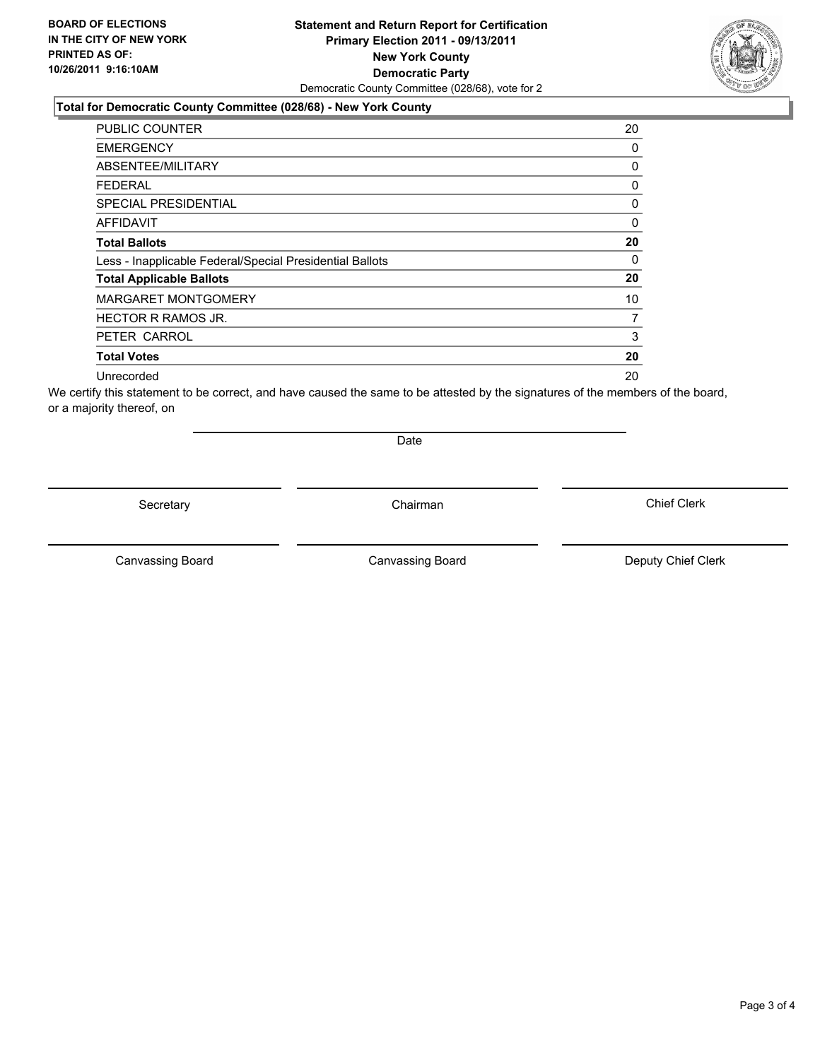**BOARD OF ELECTIONS IN THE CITY OF NEW YORK PRINTED AS OF: 10/26/2011 9:16:10AM**

**Statement and Return Report for Certification**
**Primary Election 2011 - 09/13/2011**
**New York County**
**Democratic Party**
Democratic County Committee (028/68), vote for 2

**Total for Democratic County Committee (028/68) - New York County**

| | |
|---|---|
| PUBLIC COUNTER | 20 |
| EMERGENCY | 0 |
| ABSENTEE/MILITARY | 0 |
| FEDERAL | 0 |
| SPECIAL PRESIDENTIAL | 0 |
| AFFIDAVIT | 0 |
| **Total Ballots** | **20** |
| Less - Inapplicable Federal/Special Presidential Ballots | 0 |
| **Total Applicable Ballots** | **20** |
| MARGARET MONTGOMERY | 10 |
| HECTOR R RAMOS JR. | 7 |
| PETER CARROL | 3 |
| **Total Votes** | **20** |
| Unrecorded | 20 |

We certify this statement to be correct, and have caused the same to be attested by the signatures of the members of the board, or a majority thereof, on

Date

Secretary | Chairman | Chief Clerk

Canvassing Board | Canvassing Board | Deputy Chief Clerk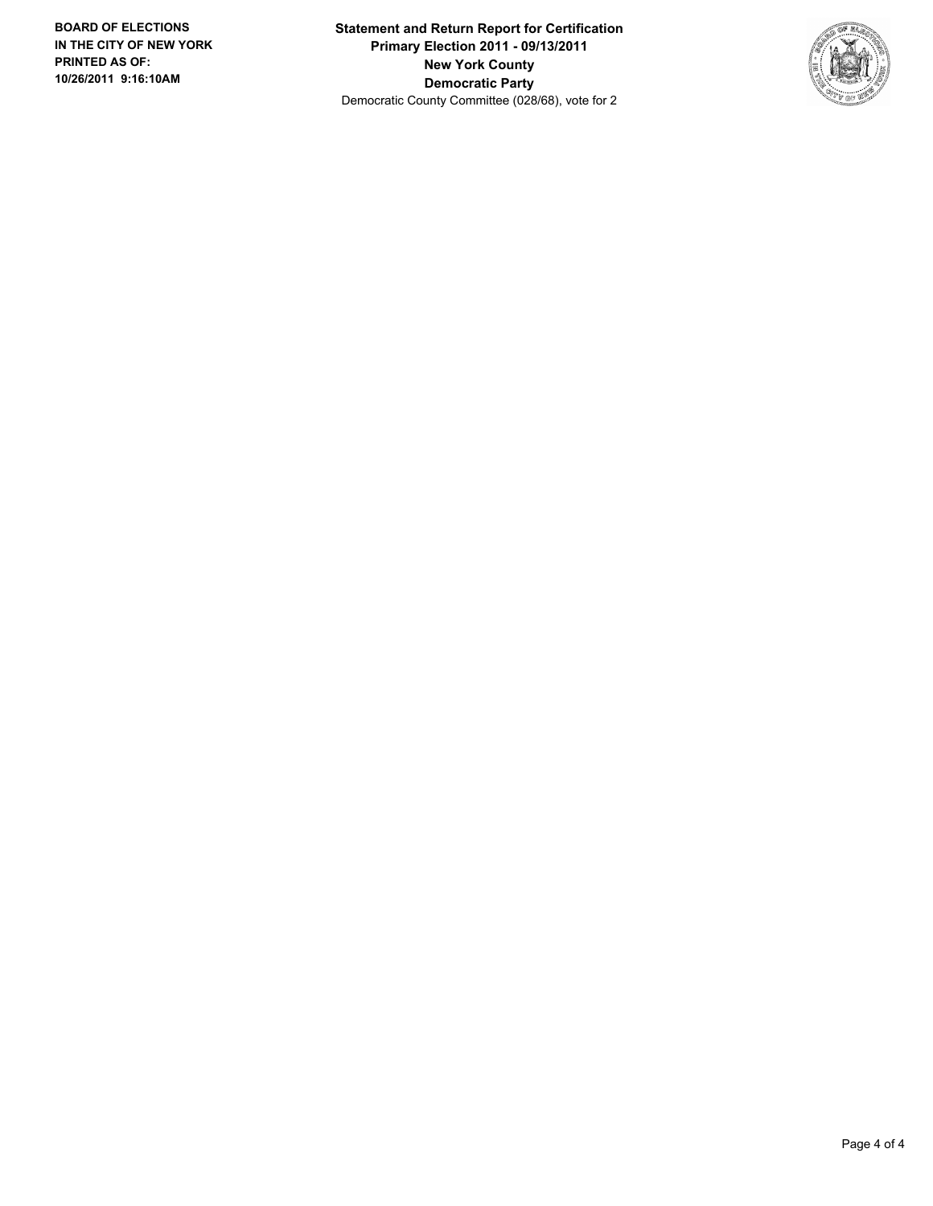**BOARD OF ELECTIONS IN THE CITY OF NEW YORK PRINTED AS OF: 10/26/2011 9:16:10AM**

**Statement and Return Report for Certification**
**Primary Election 2011 - 09/13/2011**
**New York County**
**Democratic Party**
Democratic County Committee (028/68), vote for 2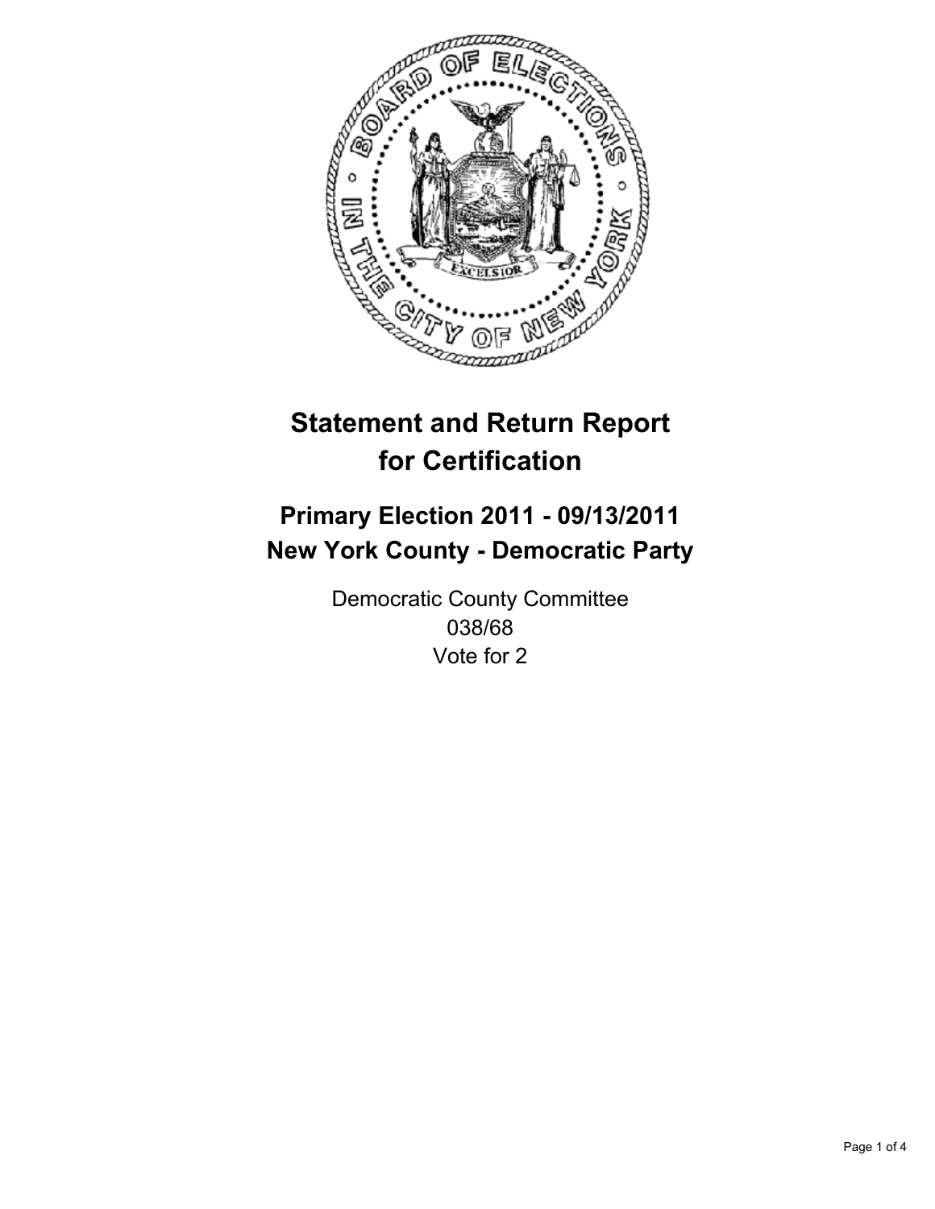# Statement and Return Report for Certification

## Primary Election 2011 - 09/13/2011
## New York County - Democratic Party

Democratic County Committee
038/68
Vote for 2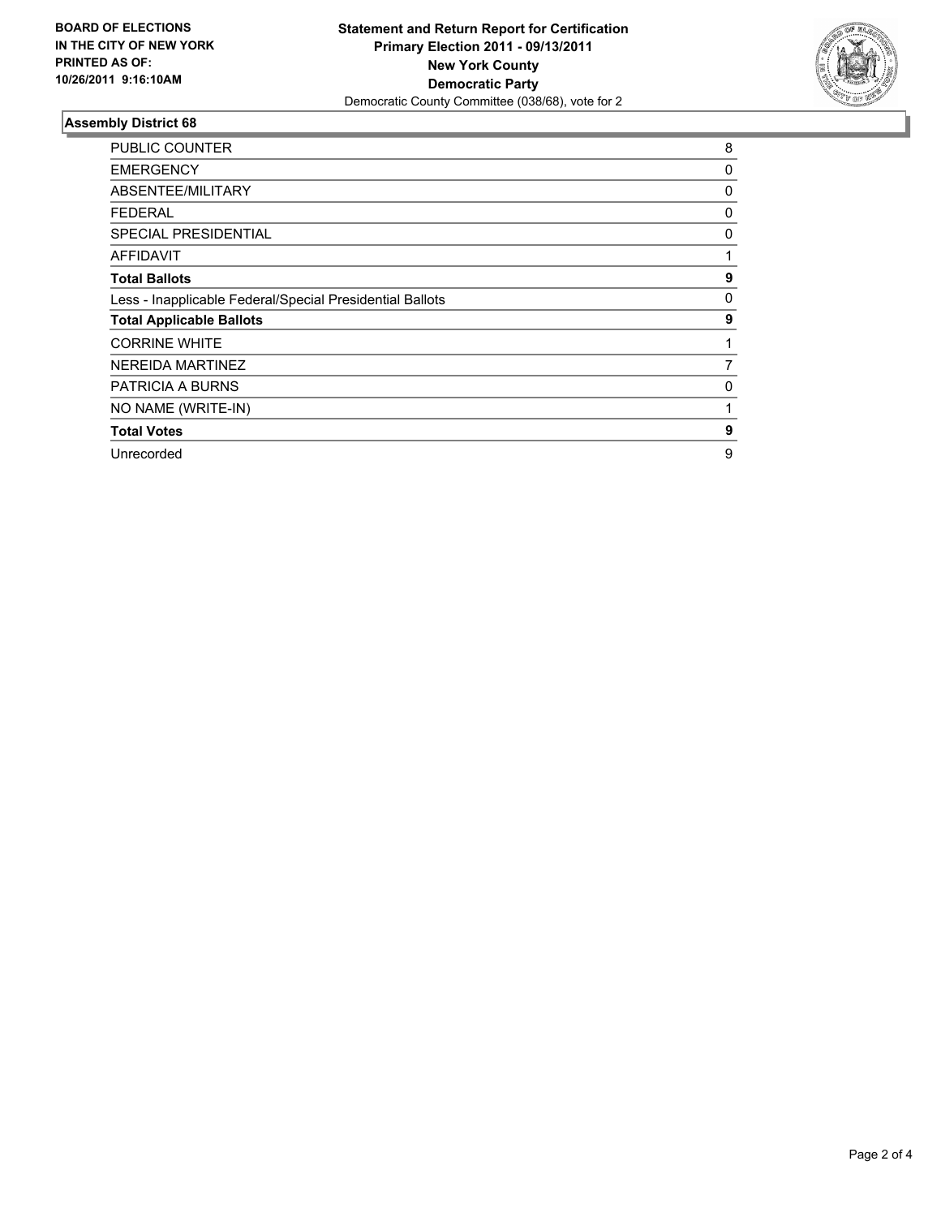**BOARD OF ELECTIONS IN THE CITY OF NEW YORK PRINTED AS OF: 10/26/2011 9:16:10AM**

**Statement and Return Report for Certification**
**Primary Election 2011 - 09/13/2011**
**New York County**
**Democratic Party**
Democratic County Committee (038/68), vote for 2

## Assembly District 68

| | |
|---|---|
| PUBLIC COUNTER | 8 |
| EMERGENCY | 0 |
| ABSENTEE/MILITARY | 0 |
| FEDERAL | 0 |
| SPECIAL PRESIDENTIAL | 0 |
| AFFIDAVIT | 1 |
| **Total Ballots** | **9** |
| Less - Inapplicable Federal/Special Presidential Ballots | 0 |
| **Total Applicable Ballots** | **9** |
| CORRINE WHITE | 1 |
| NEREIDA MARTINEZ | 7 |
| PATRICIA A BURNS | 0 |
| NO NAME (WRITE-IN) | 1 |
| **Total Votes** | **9** |
| Unrecorded | 9 |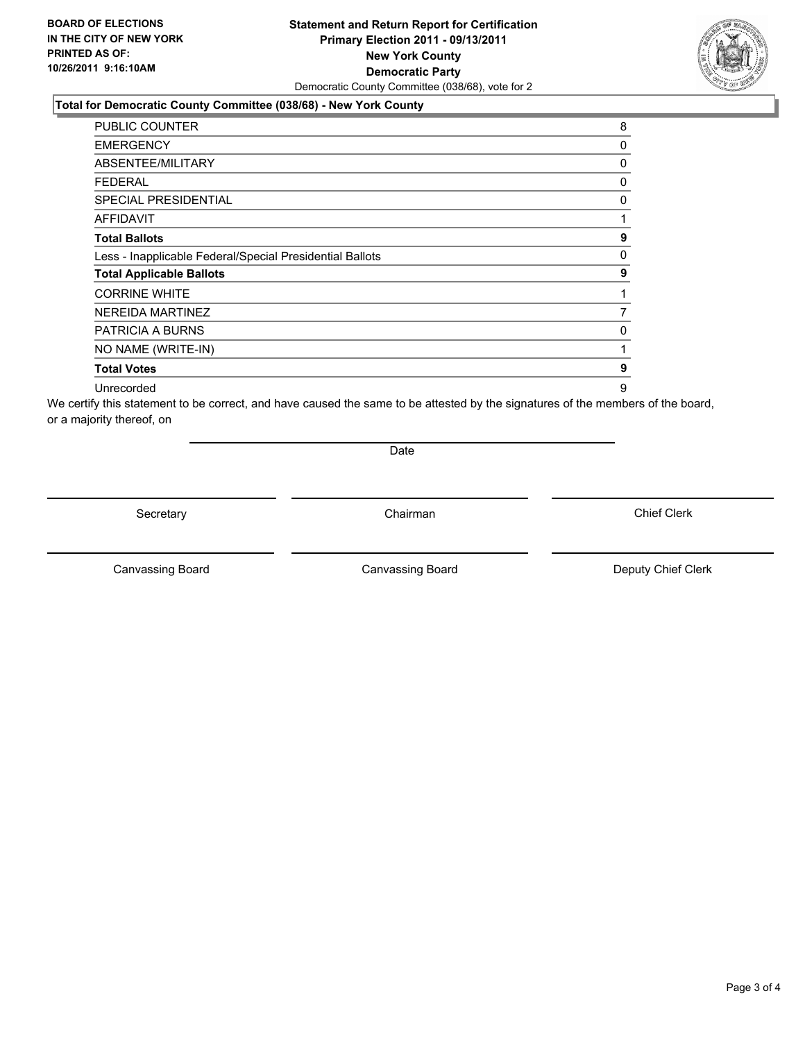**BOARD OF ELECTIONS IN THE CITY OF NEW YORK PRINTED AS OF: 10/26/2011 9:16:10AM**

**Statement and Return Report for Certification**
**Primary Election 2011 - 09/13/2011**
**New York County**
**Democratic Party**
Democratic County Committee (038/68), vote for 2

### Total for Democratic County Committee (038/68) - New York County

| | |
|---|---|
| PUBLIC COUNTER | 8 |
| EMERGENCY | 0 |
| ABSENTEE/MILITARY | 0 |
| FEDERAL | 0 |
| SPECIAL PRESIDENTIAL | 0 |
| AFFIDAVIT | 1 |
| **Total Ballots** | **9** |
| Less - Inapplicable Federal/Special Presidential Ballots | 0 |
| **Total Applicable Ballots** | **9** |
| CORRINE WHITE | 1 |
| NEREIDA MARTINEZ | 7 |
| PATRICIA A BURNS | 0 |
| NO NAME (WRITE-IN) | 1 |
| **Total Votes** | **9** |
| Unrecorded | 9 |

We certify this statement to be correct, and have caused the same to be attested by the signatures of the members of the board, or a majority thereof, on

Date

Secretary    Chairman    Chief Clerk

Canvassing Board    Canvassing Board    Deputy Chief Clerk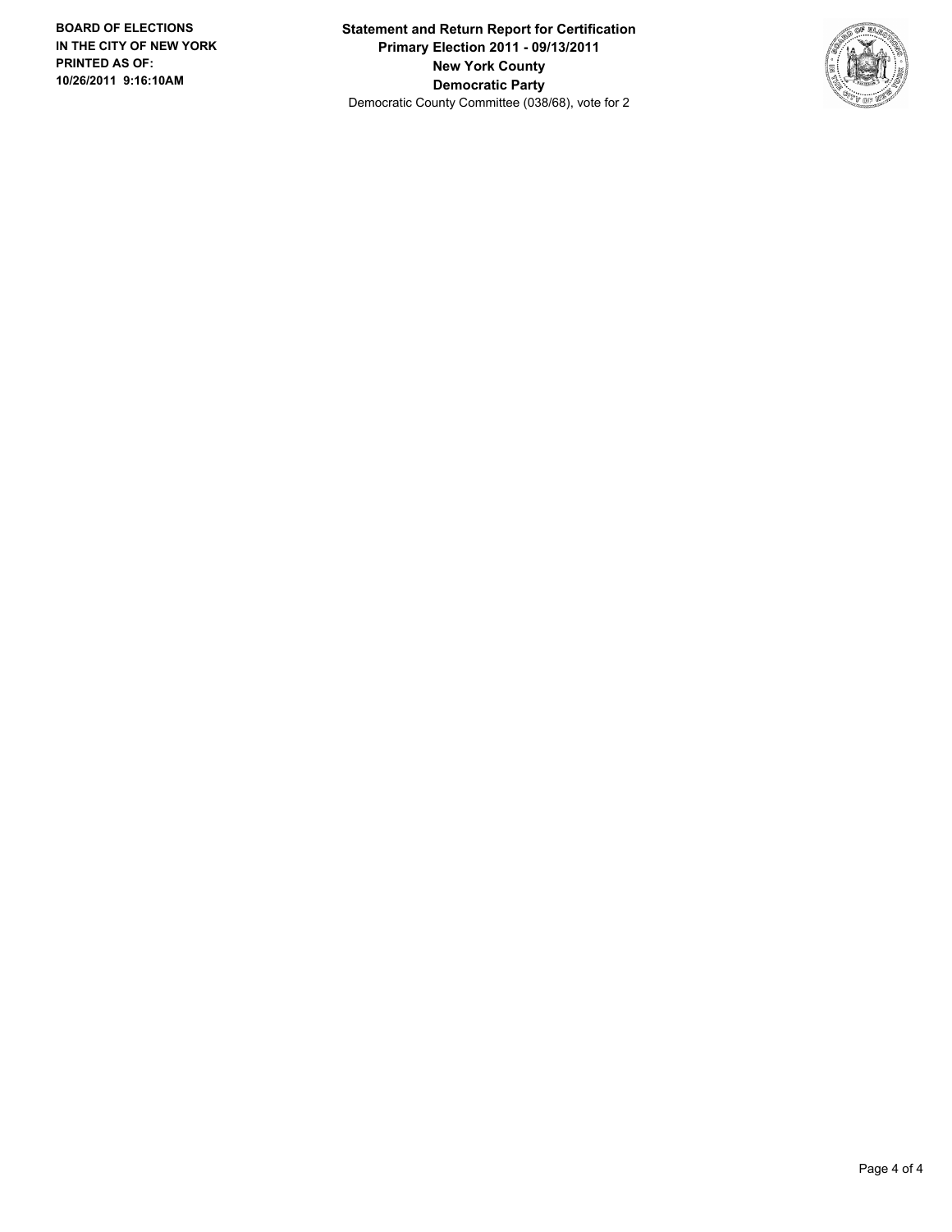**BOARD OF ELECTIONS IN THE CITY OF NEW YORK PRINTED AS OF: 10/26/2011 9:16:10AM**

**Statement and Return Report for Certification**
**Primary Election 2011 - 09/13/2011**
**New York County**
**Democratic Party**
Democratic County Committee (038/68), vote for 2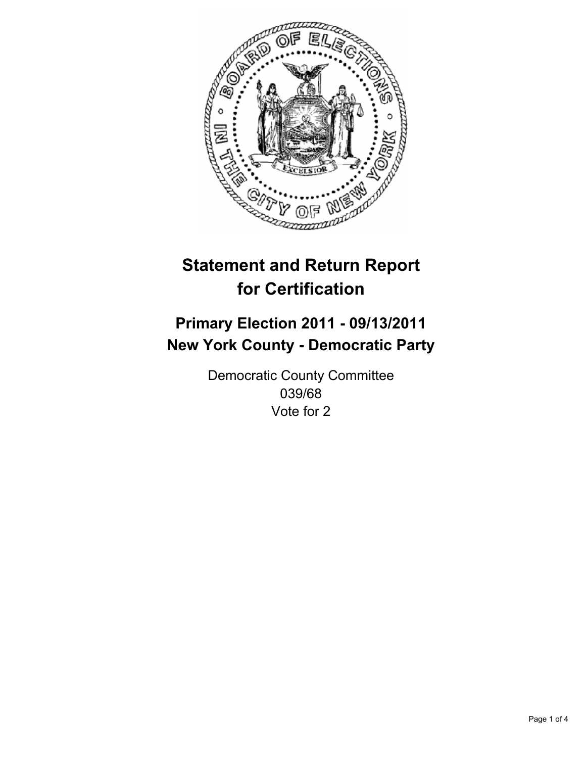# Statement and Return Report for Certification

## Primary Election 2011 - 09/13/2011
## New York County - Democratic Party

Democratic County Committee
039/68
Vote for 2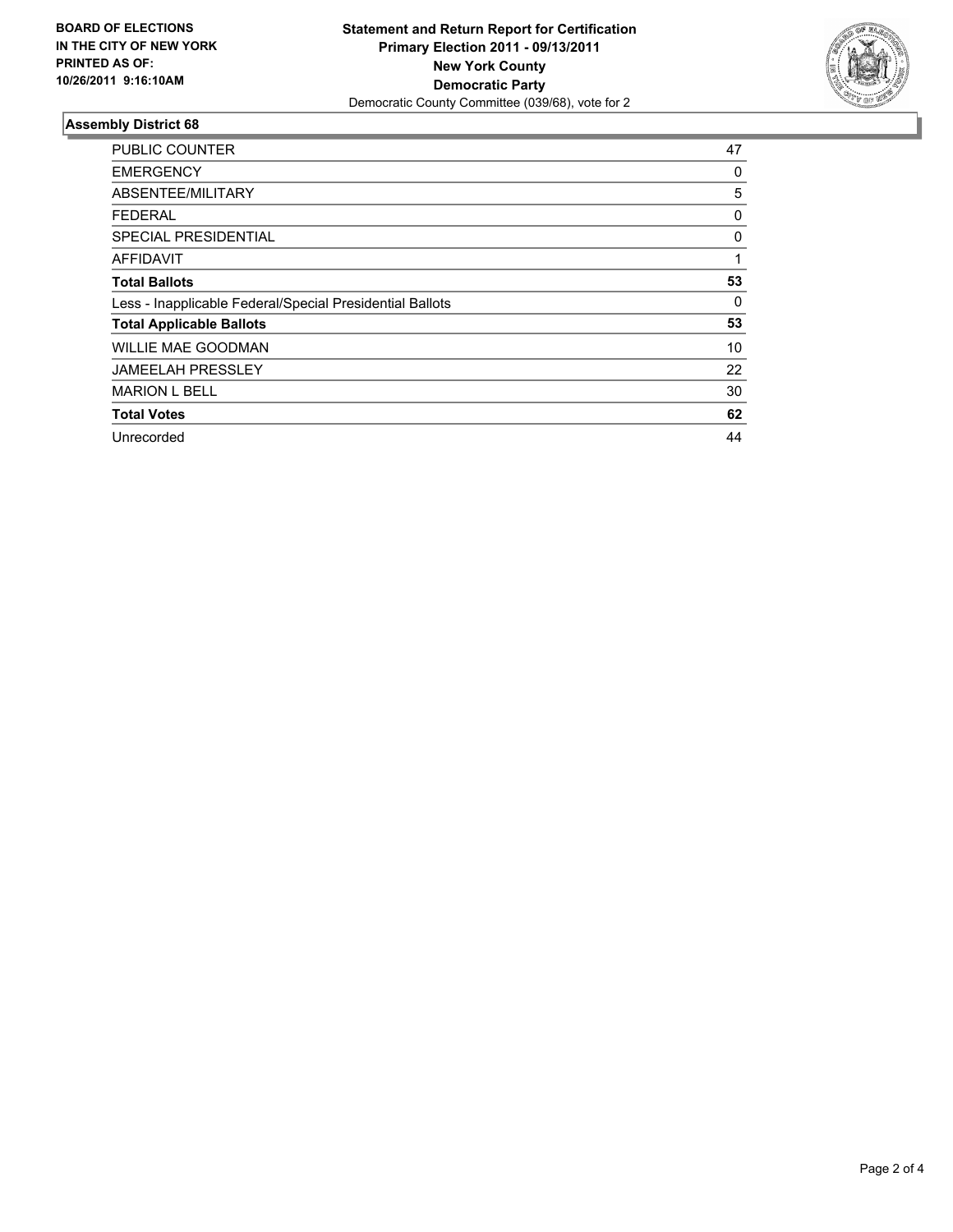**BOARD OF ELECTIONS IN THE CITY OF NEW YORK PRINTED AS OF: 10/26/2011 9:16:10AM**

**Statement and Return Report for Certification**
**Primary Election 2011 - 09/13/2011**
**New York County**
**Democratic Party**
Democratic County Committee (039/68), vote for 2

### Assembly District 68

| | |
|---|---|
| PUBLIC COUNTER | 47 |
| EMERGENCY | 0 |
| ABSENTEE/MILITARY | 5 |
| FEDERAL | 0 |
| SPECIAL PRESIDENTIAL | 0 |
| AFFIDAVIT | 1 |
| **Total Ballots** | **53** |
| Less - Inapplicable Federal/Special Presidential Ballots | 0 |
| **Total Applicable Ballots** | **53** |
| WILLIE MAE GOODMAN | 10 |
| JAMEELAH PRESSLEY | 22 |
| MARION L BELL | 30 |
| **Total Votes** | **62** |
| Unrecorded | 44 |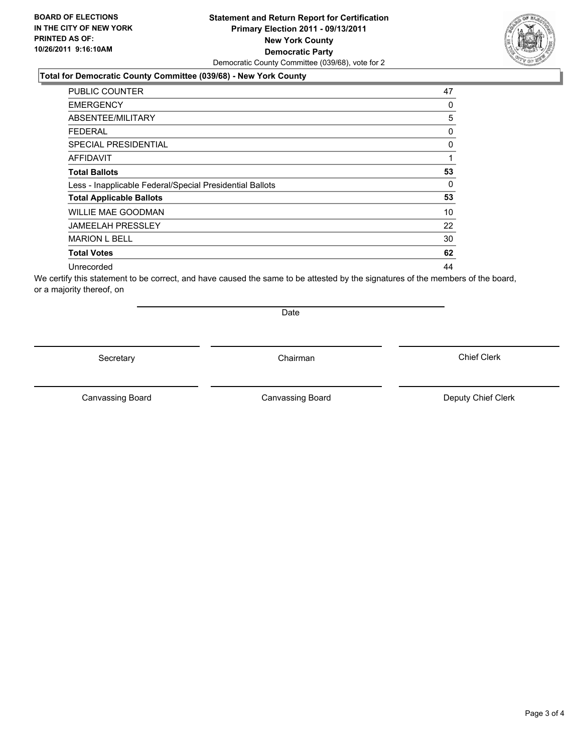**BOARD OF ELECTIONS IN THE CITY OF NEW YORK PRINTED AS OF: 10/26/2011 9:16:10AM**

**Statement and Return Report for Certification**
**Primary Election 2011 - 09/13/2011**
**New York County**
**Democratic Party**
Democratic County Committee (039/68), vote for 2

### Total for Democratic County Committee (039/68) - New York County

| | |
|---|---|
| PUBLIC COUNTER | 47 |
| EMERGENCY | 0 |
| ABSENTEE/MILITARY | 5 |
| FEDERAL | 0 |
| SPECIAL PRESIDENTIAL | 0 |
| AFFIDAVIT | 1 |
| **Total Ballots** | **53** |
| Less - Inapplicable Federal/Special Presidential Ballots | 0 |
| **Total Applicable Ballots** | **53** |
| WILLIE MAE GOODMAN | 10 |
| JAMEELAH PRESSLEY | 22 |
| MARION L BELL | 30 |
| **Total Votes** | **62** |
| Unrecorded | 44 |

We certify this statement to be correct, and have caused the same to be attested by the signatures of the members of the board, or a majority thereof, on

Date

Secretary | Chairman | Chief Clerk

Canvassing Board | Canvassing Board | Deputy Chief Clerk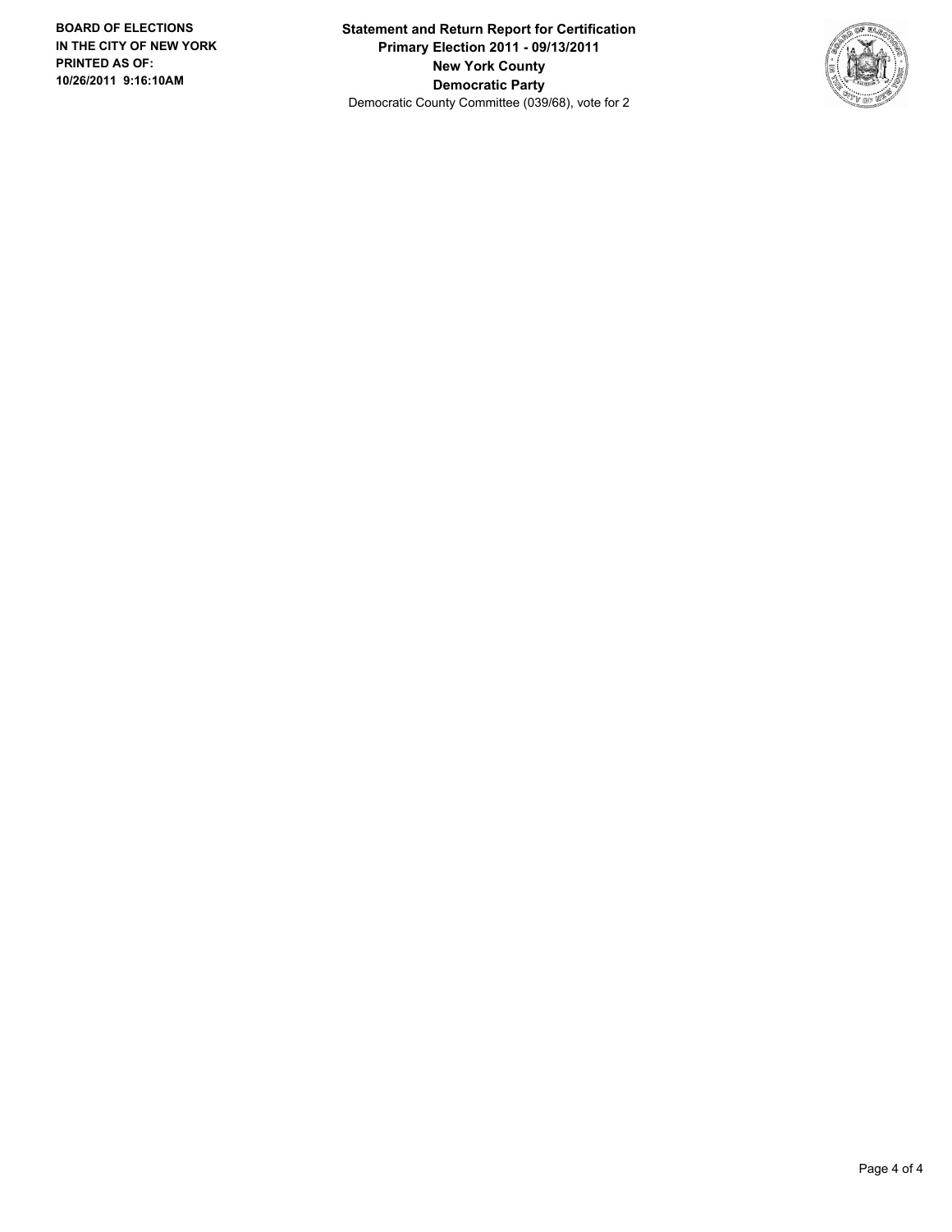**BOARD OF ELECTIONS**
**IN THE CITY OF NEW YORK**
**PRINTED AS OF:**
**10/26/2011 9:16:10AM**

**Statement and Return Report for Certification**
**Primary Election 2011 - 09/13/2011**
**New York County**
**Democratic Party**
Democratic County Committee (039/68), vote for 2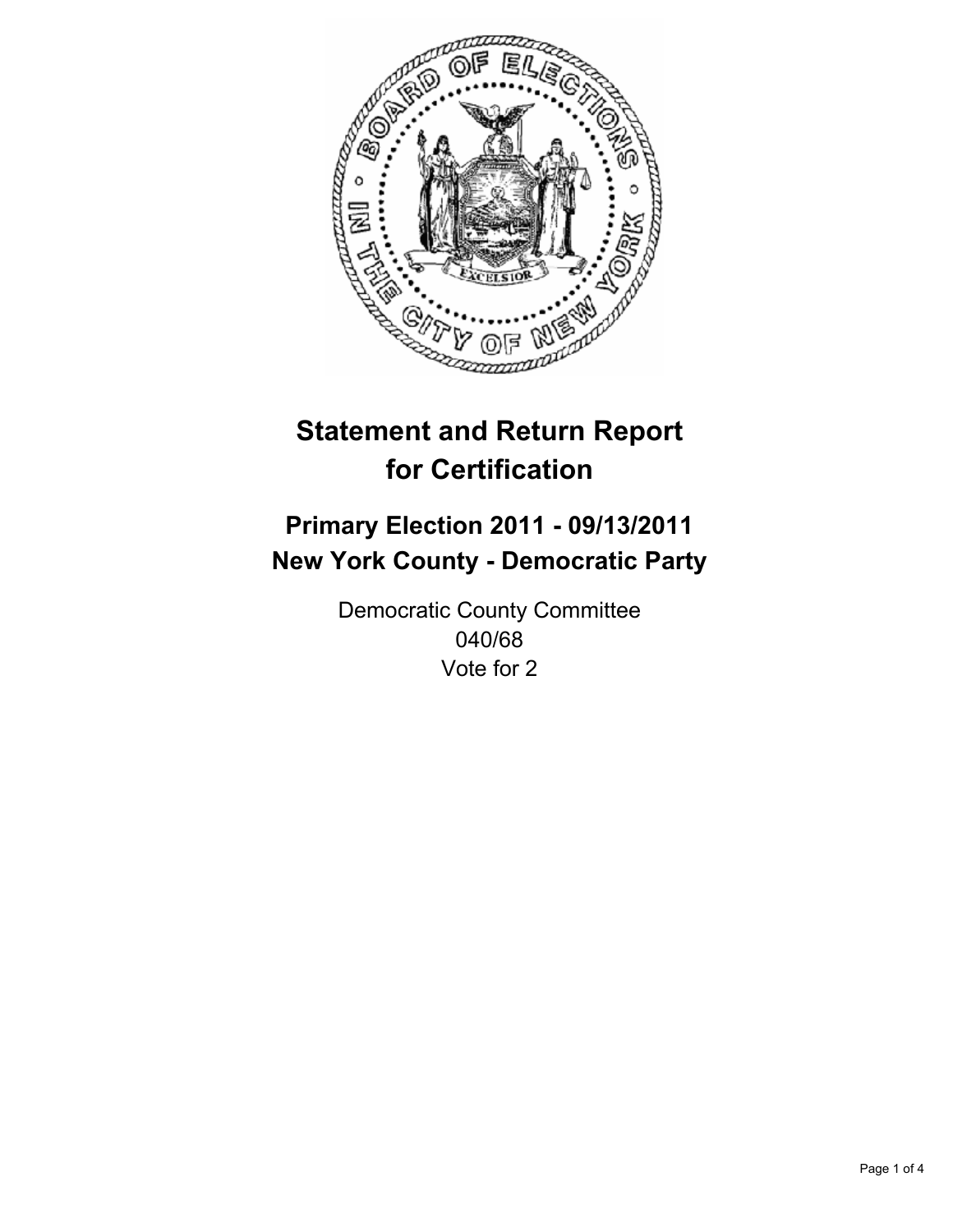# Statement and Return Report for Certification

## Primary Election 2011 - 09/13/2011
## New York County - Democratic Party

Democratic County Committee
040/68
Vote for 2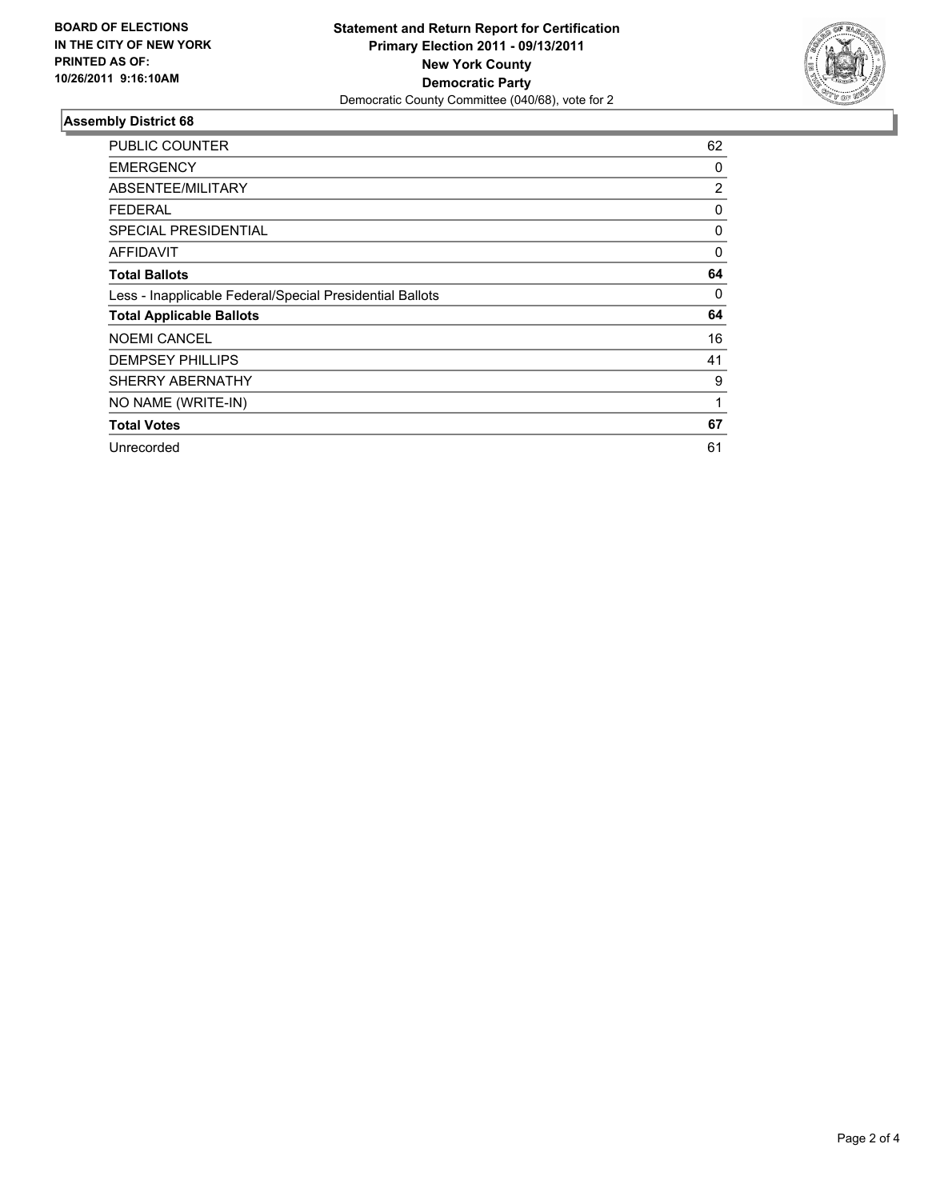**BOARD OF ELECTIONS IN THE CITY OF NEW YORK PRINTED AS OF: 10/26/2011 9:16:10AM**

**Statement and Return Report for Certification**
**Primary Election 2011 - 09/13/2011**
**New York County**
**Democratic Party**
Democratic County Committee (040/68), vote for 2

### Assembly District 68

| | |
|---|---|
| PUBLIC COUNTER | 62 |
| EMERGENCY | 0 |
| ABSENTEE/MILITARY | 2 |
| FEDERAL | 0 |
| SPECIAL PRESIDENTIAL | 0 |
| AFFIDAVIT | 0 |
| **Total Ballots** | **64** |
| Less - Inapplicable Federal/Special Presidential Ballots | 0 |
| **Total Applicable Ballots** | **64** |
| NOEMI CANCEL | 16 |
| DEMPSEY PHILLIPS | 41 |
| SHERRY ABERNATHY | 9 |
| NO NAME (WRITE-IN) | 1 |
| **Total Votes** | **67** |
| Unrecorded | 61 |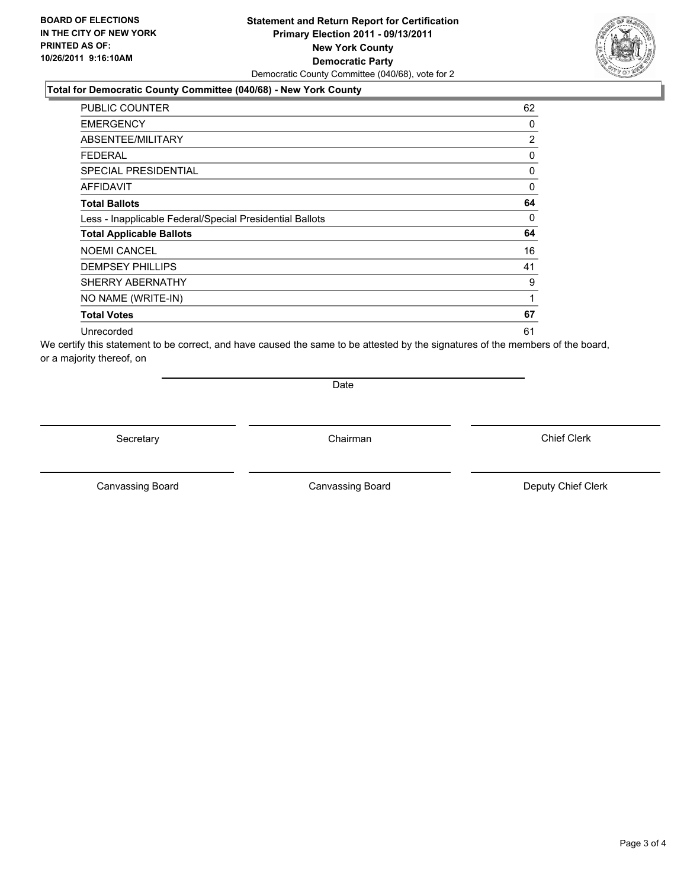**BOARD OF ELECTIONS IN THE CITY OF NEW YORK PRINTED AS OF: 10/26/2011 9:16:10AM**

**Statement and Return Report for Certification Primary Election 2011 - 09/13/2011 New York County Democratic Party**

Democratic County Committee (040/68), vote for 2

### Total for Democratic County Committee (040/68) - New York County

| | |
|---|---|
| PUBLIC COUNTER | 62 |
| EMERGENCY | 0 |
| ABSENTEE/MILITARY | 2 |
| FEDERAL | 0 |
| SPECIAL PRESIDENTIAL | 0 |
| AFFIDAVIT | 0 |
| **Total Ballots** | **64** |
| Less - Inapplicable Federal/Special Presidential Ballots | 0 |
| **Total Applicable Ballots** | **64** |
| NOEMI CANCEL | 16 |
| DEMPSEY PHILLIPS | 41 |
| SHERRY ABERNATHY | 9 |
| NO NAME (WRITE-IN) | 1 |
| **Total Votes** | **67** |
| Unrecorded | 61 |

We certify this statement to be correct, and have caused the same to be attested by the signatures of the members of the board, or a majority thereof, on

Date

Secretary | Chairman | Chief Clerk

Canvassing Board | Canvassing Board | Deputy Chief Clerk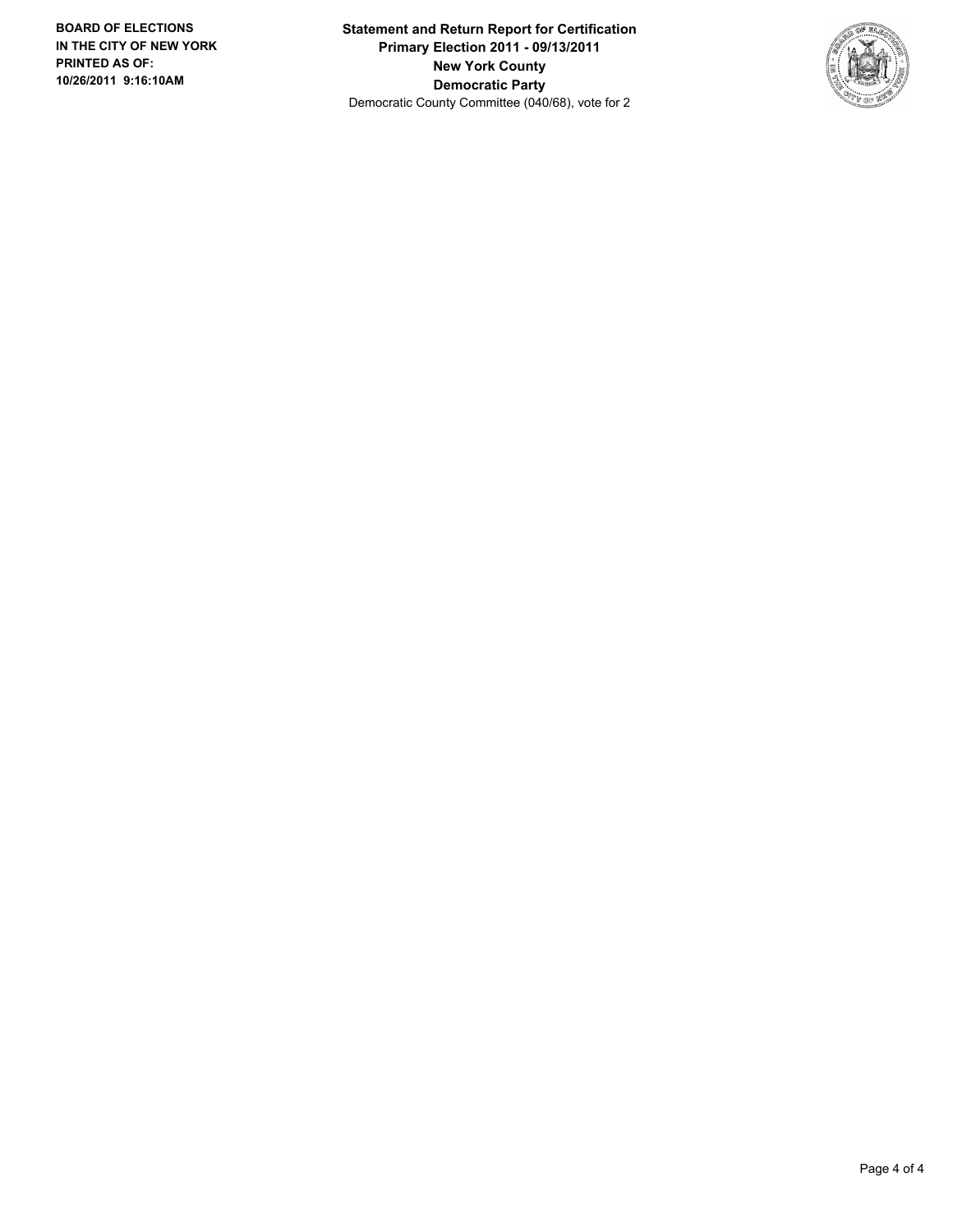**BOARD OF ELECTIONS IN THE CITY OF NEW YORK PRINTED AS OF: 10/26/2011 9:16:10AM**

**Statement and Return Report for Certification**
**Primary Election 2011 - 09/13/2011**
**New York County**
**Democratic Party**
Democratic County Committee (040/68), vote for 2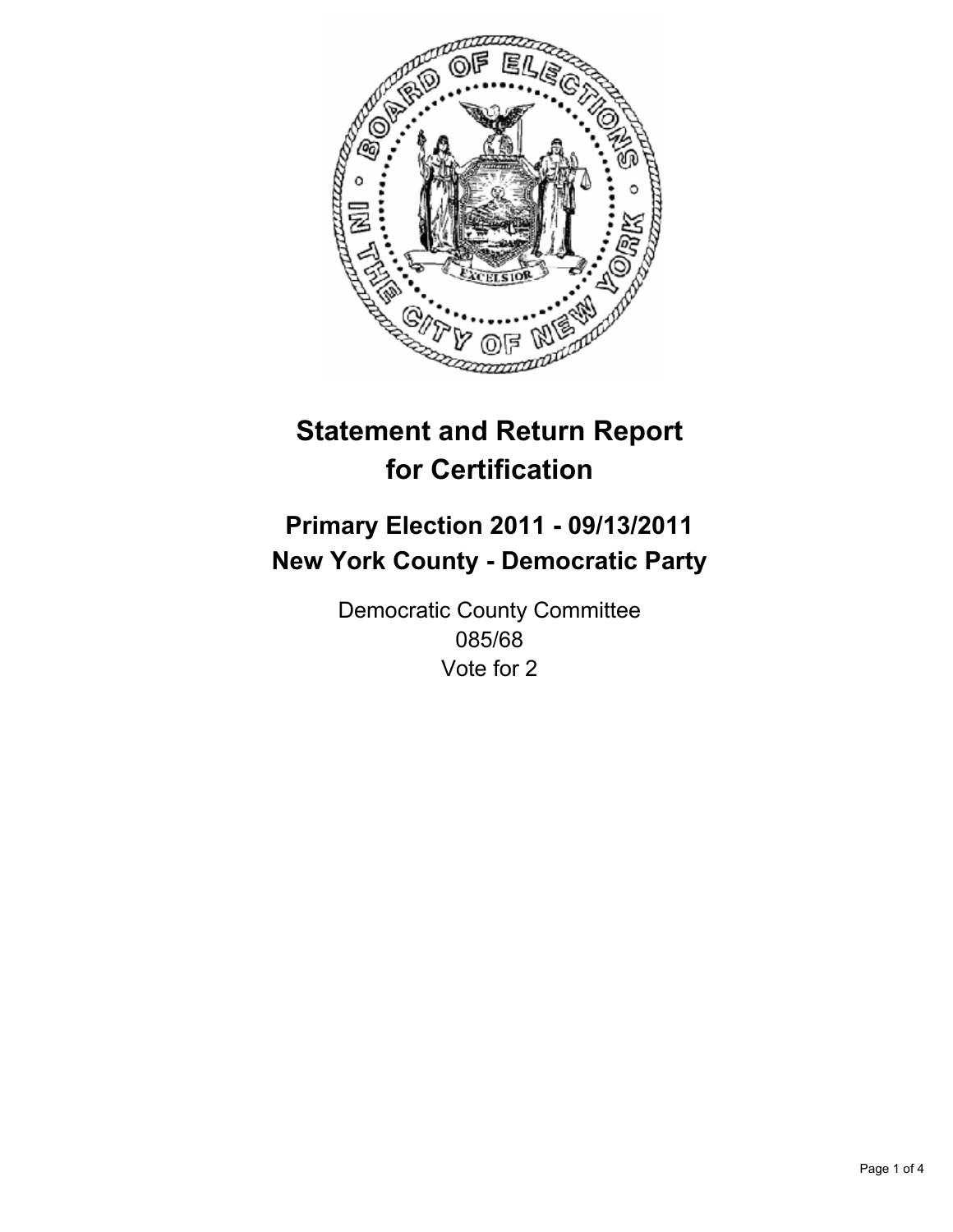# Statement and Return Report for Certification

## Primary Election 2011 - 09/13/2011
## New York County - Democratic Party

Democratic County Committee
085/68
Vote for 2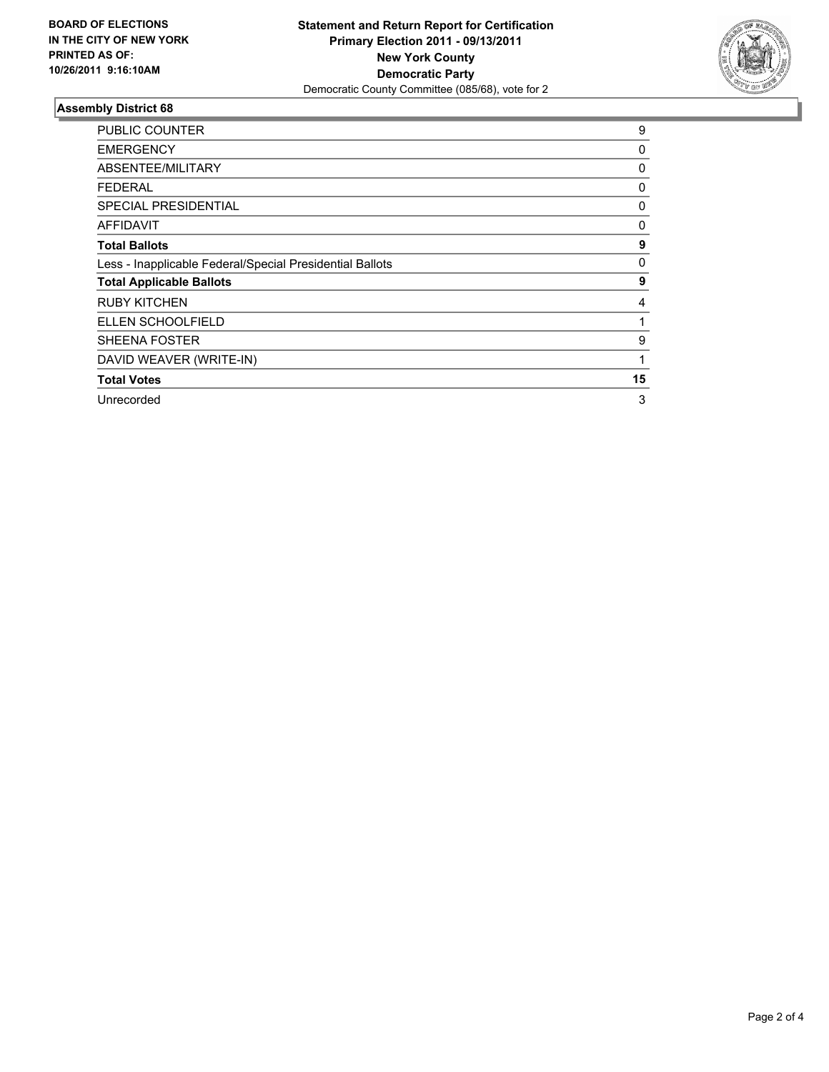**BOARD OF ELECTIONS IN THE CITY OF NEW YORK PRINTED AS OF: 10/26/2011 9:16:10AM**

**Statement and Return Report for Certification**
**Primary Election 2011 - 09/13/2011**
**New York County**
**Democratic Party**
Democratic County Committee (085/68), vote for 2

## Assembly District 68

| | |
|---|---|
| PUBLIC COUNTER | 9 |
| EMERGENCY | 0 |
| ABSENTEE/MILITARY | 0 |
| FEDERAL | 0 |
| SPECIAL PRESIDENTIAL | 0 |
| AFFIDAVIT | 0 |
| **Total Ballots** | **9** |
| Less - Inapplicable Federal/Special Presidential Ballots | 0 |
| **Total Applicable Ballots** | **9** |
| RUBY KITCHEN | 4 |
| ELLEN SCHOOLFIELD | 1 |
| SHEENA FOSTER | 9 |
| DAVID WEAVER (WRITE-IN) | 1 |
| **Total Votes** | **15** |
| Unrecorded | 3 |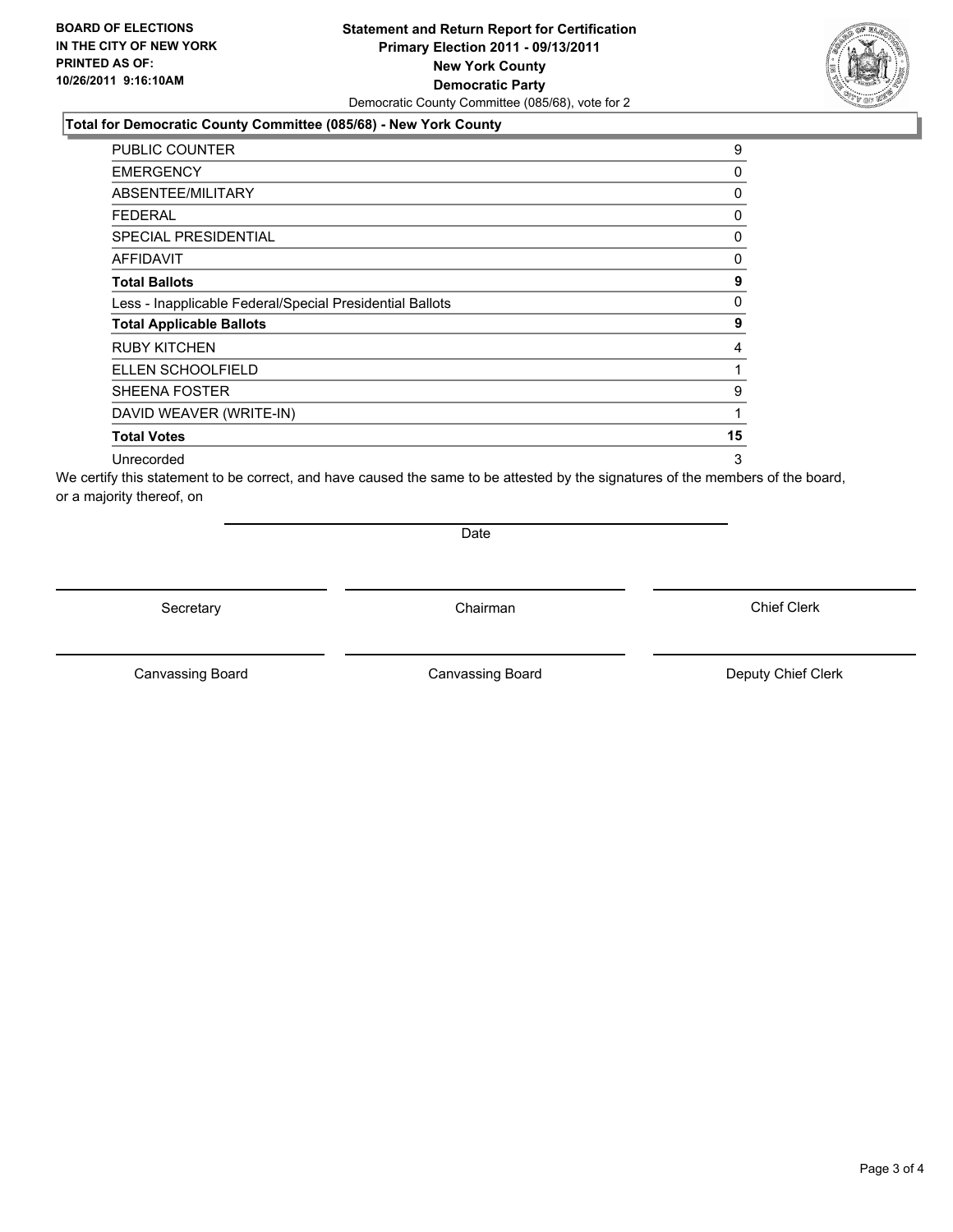**BOARD OF ELECTIONS IN THE CITY OF NEW YORK PRINTED AS OF: 10/26/2011 9:16:10AM**

**Statement and Return Report for Certification**
**Primary Election 2011 - 09/13/2011**
**New York County**
**Democratic Party**
Democratic County Committee (085/68), vote for 2

### Total for Democratic County Committee (085/68) - New York County

| | |
|---|---|
| PUBLIC COUNTER | 9 |
| EMERGENCY | 0 |
| ABSENTEE/MILITARY | 0 |
| FEDERAL | 0 |
| SPECIAL PRESIDENTIAL | 0 |
| AFFIDAVIT | 0 |
| **Total Ballots** | **9** |
| Less - Inapplicable Federal/Special Presidential Ballots | 0 |
| **Total Applicable Ballots** | **9** |
| RUBY KITCHEN | 4 |
| ELLEN SCHOOLFIELD | 1 |
| SHEENA FOSTER | 9 |
| DAVID WEAVER (WRITE-IN) | 1 |
| **Total Votes** | **15** |
| Unrecorded | 3 |

We certify this statement to be correct, and have caused the same to be attested by the signatures of the members of the board, or a majority thereof, on

Date

Secretary | Chairman | Chief Clerk

Canvassing Board | Canvassing Board | Deputy Chief Clerk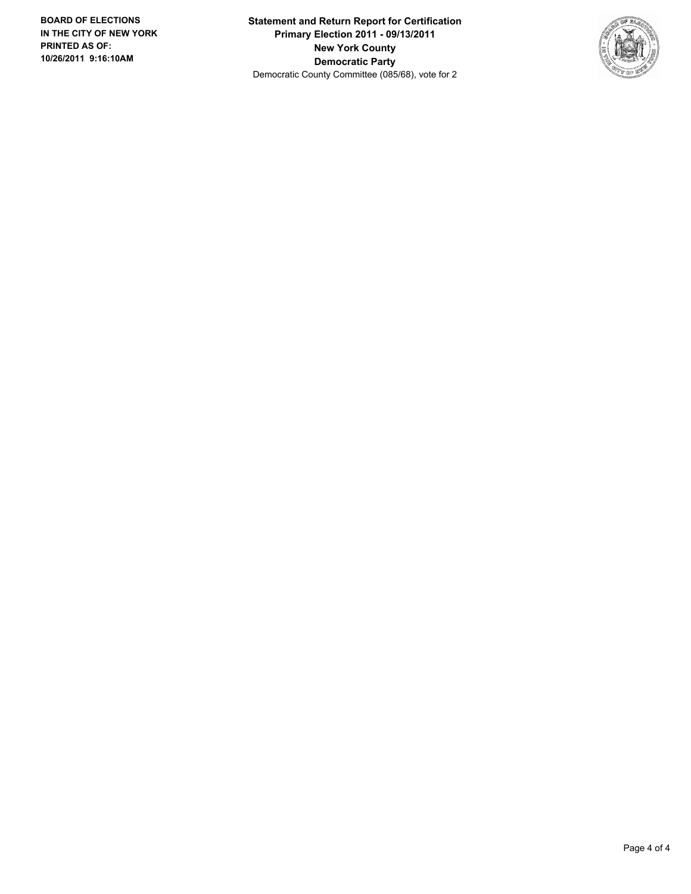**BOARD OF ELECTIONS IN THE CITY OF NEW YORK PRINTED AS OF: 10/26/2011 9:16:10AM**

**Statement and Return Report for Certification**
**Primary Election 2011 - 09/13/2011**
**New York County**
**Democratic Party**
Democratic County Committee (085/68), vote for 2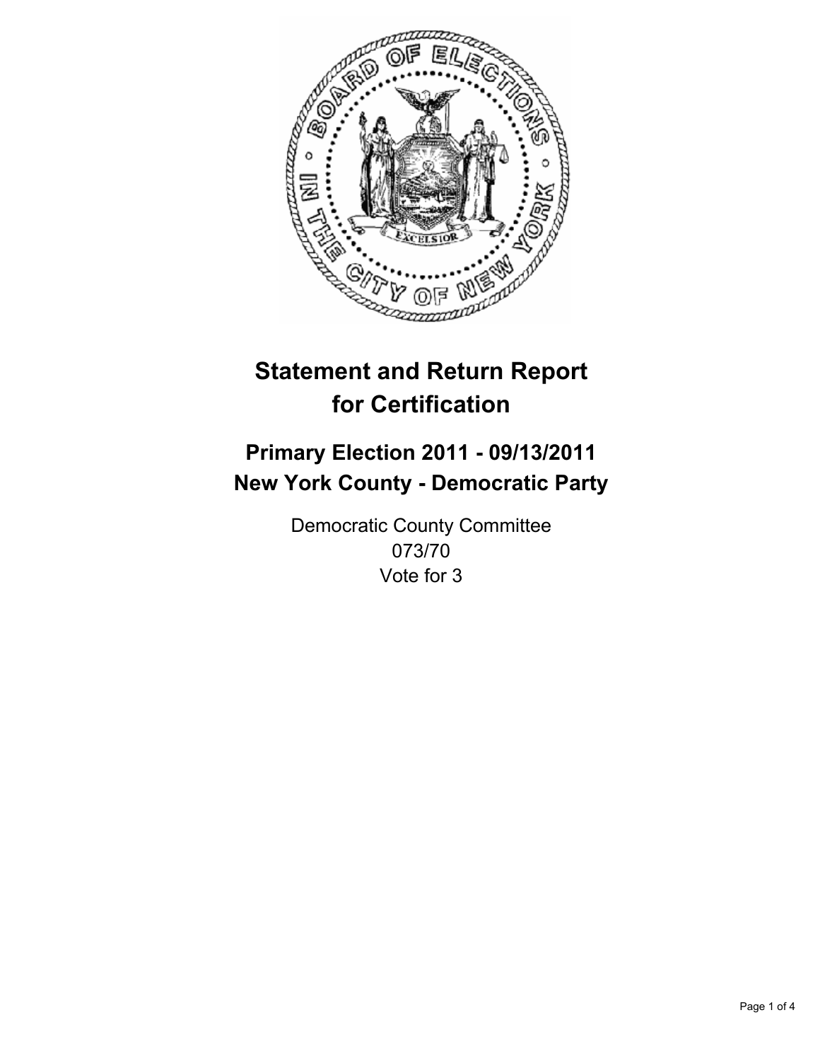# Statement and Return Report for Certification

## Primary Election 2011 - 09/13/2011
## New York County - Democratic Party

Democratic County Committee
073/70
Vote for 3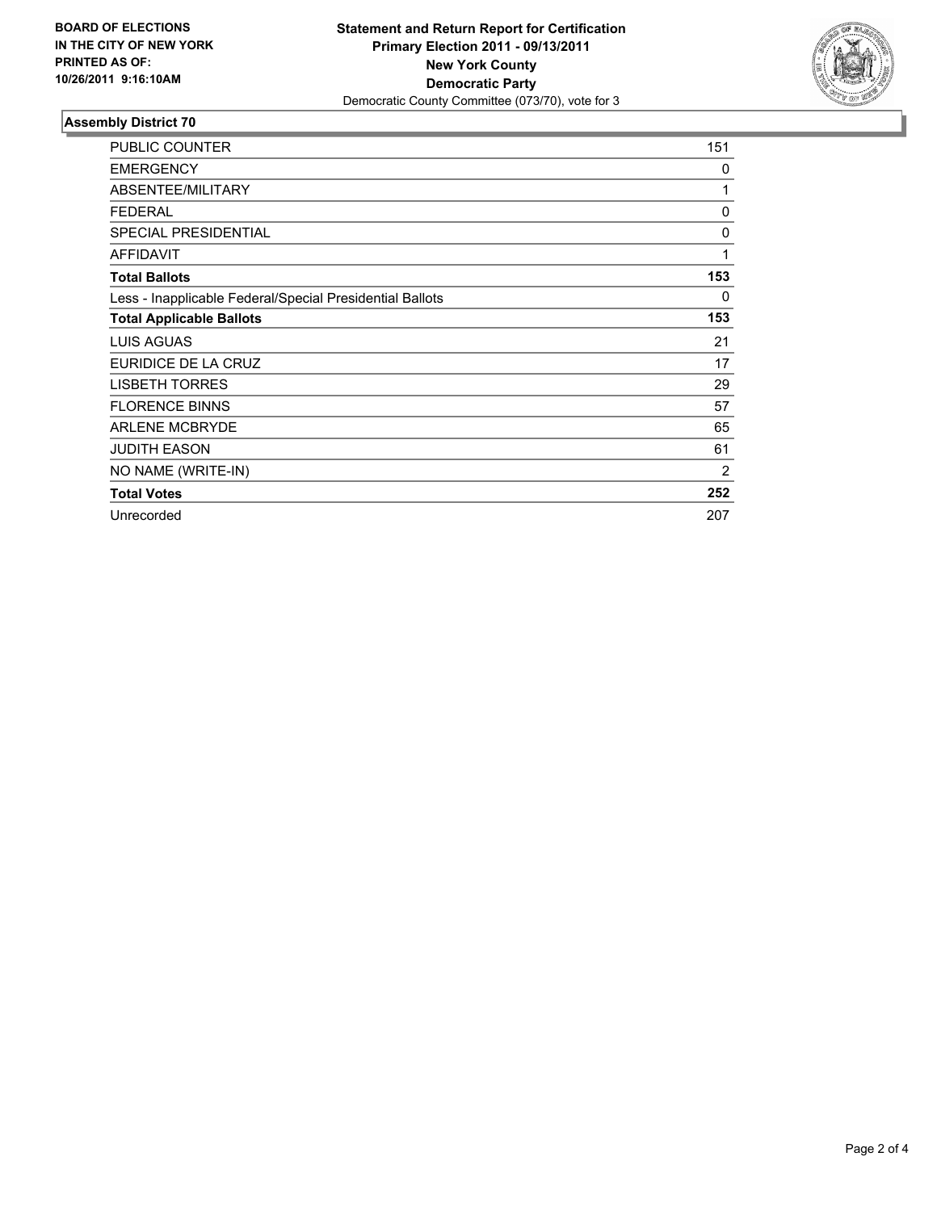**BOARD OF ELECTIONS IN THE CITY OF NEW YORK PRINTED AS OF: 10/26/2011 9:16:10AM**

**Statement and Return Report for Certification**
**Primary Election 2011 - 09/13/2011**
**New York County**
**Democratic Party**
Democratic County Committee (073/70), vote for 3

### Assembly District 70

| | |
|---|---|
| PUBLIC COUNTER | 151 |
| EMERGENCY | 0 |
| ABSENTEE/MILITARY | 1 |
| FEDERAL | 0 |
| SPECIAL PRESIDENTIAL | 0 |
| AFFIDAVIT | 1 |
| **Total Ballots** | **153** |
| Less - Inapplicable Federal/Special Presidential Ballots | 0 |
| **Total Applicable Ballots** | **153** |
| LUIS AGUAS | 21 |
| EURIDICE DE LA CRUZ | 17 |
| LISBETH TORRES | 29 |
| FLORENCE BINNS | 57 |
| ARLENE MCBRYDE | 65 |
| JUDITH EASON | 61 |
| NO NAME (WRITE-IN) | 2 |
| **Total Votes** | **252** |
| Unrecorded | 207 |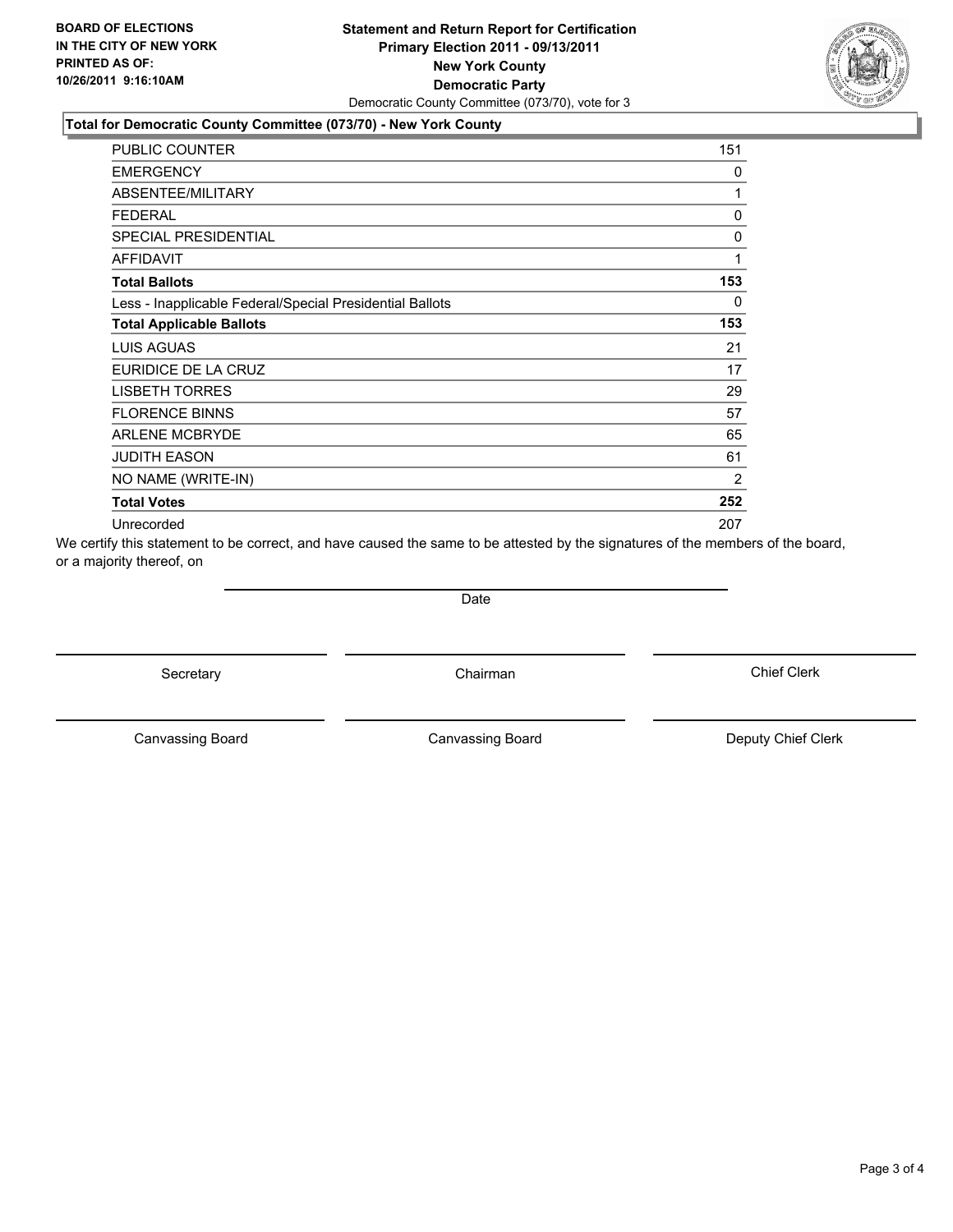**BOARD OF ELECTIONS IN THE CITY OF NEW YORK PRINTED AS OF: 10/26/2011 9:16:10AM**

**Statement and Return Report for Certification**
**Primary Election 2011 - 09/13/2011**
**New York County**
**Democratic Party**
Democratic County Committee (073/70), vote for 3

### Total for Democratic County Committee (073/70) - New York County

| | |
|---|---|
| PUBLIC COUNTER | 151 |
| EMERGENCY | 0 |
| ABSENTEE/MILITARY | 1 |
| FEDERAL | 0 |
| SPECIAL PRESIDENTIAL | 0 |
| AFFIDAVIT | 1 |
| **Total Ballots** | **153** |
| Less - Inapplicable Federal/Special Presidential Ballots | 0 |
| **Total Applicable Ballots** | **153** |
| LUIS AGUAS | 21 |
| EURIDICE DE LA CRUZ | 17 |
| LISBETH TORRES | 29 |
| FLORENCE BINNS | 57 |
| ARLENE MCBRYDE | 65 |
| JUDITH EASON | 61 |
| NO NAME (WRITE-IN) | 2 |
| **Total Votes** | **252** |
| Unrecorded | 207 |

We certify this statement to be correct, and have caused the same to be attested by the signatures of the members of the board, or a majority thereof, on

Date

Secretary

Chairman

Chief Clerk

Canvassing Board

Canvassing Board

Deputy Chief Clerk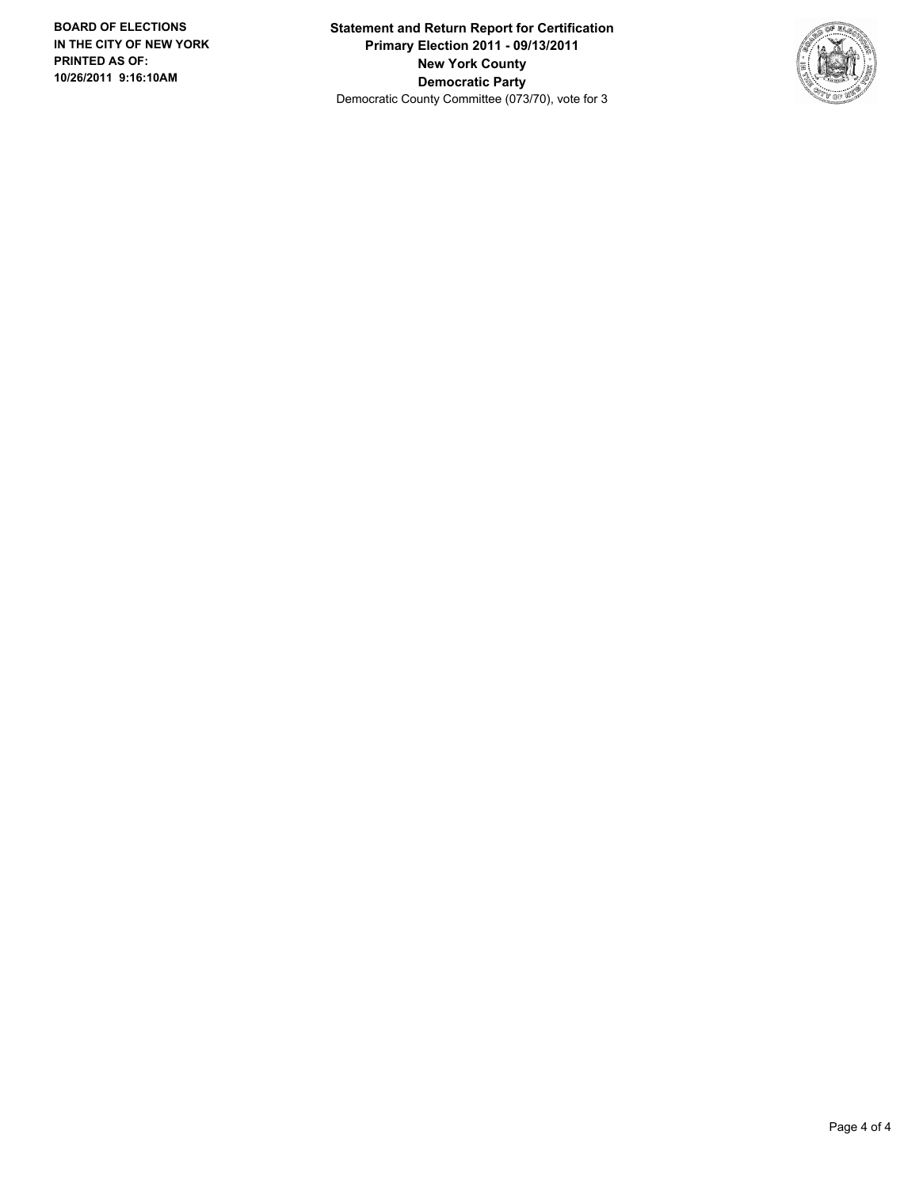**BOARD OF ELECTIONS IN THE CITY OF NEW YORK PRINTED AS OF: 10/26/2011 9:16:10AM**

**Statement and Return Report for Certification**
**Primary Election 2011 - 09/13/2011**
**New York County**
**Democratic Party**
Democratic County Committee (073/70), vote for 3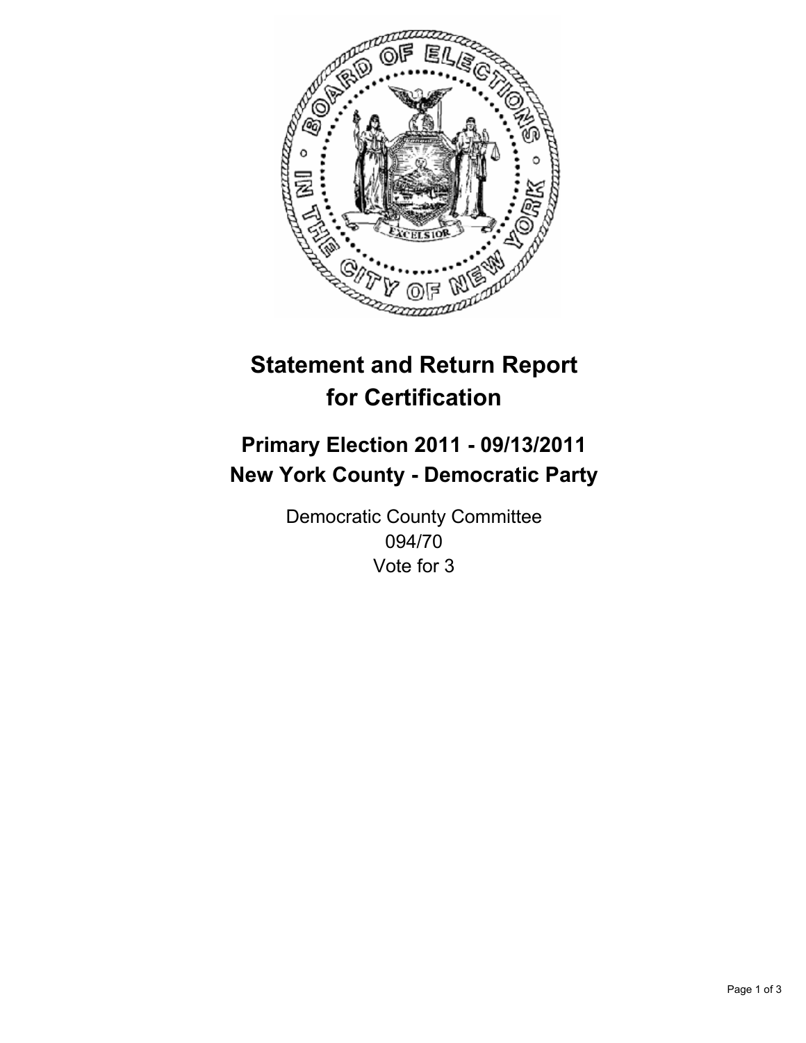# Statement and Return Report for Certification

## Primary Election 2011 - 09/13/2011
## New York County - Democratic Party

Democratic County Committee
094/70
Vote for 3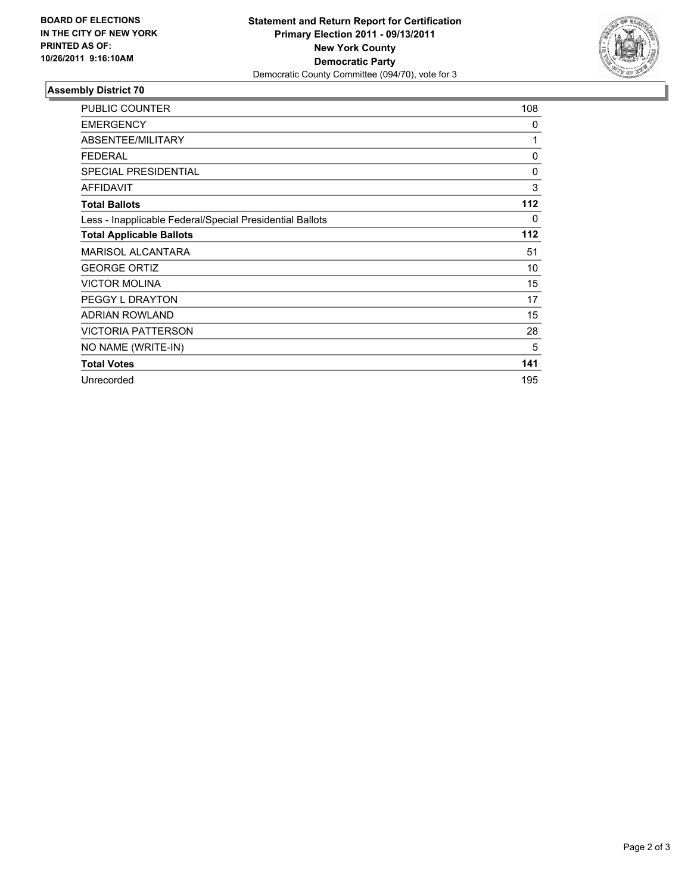**BOARD OF ELECTIONS IN THE CITY OF NEW YORK PRINTED AS OF: 10/26/2011 9:16:10AM**

**Statement and Return Report for Certification**
**Primary Election 2011 - 09/13/2011**
**New York County**
**Democratic Party**
Democratic County Committee (094/70), vote for 3

### Assembly District 70

| | |
|---|---|
| PUBLIC COUNTER | 108 |
| EMERGENCY | 0 |
| ABSENTEE/MILITARY | 1 |
| FEDERAL | 0 |
| SPECIAL PRESIDENTIAL | 0 |
| AFFIDAVIT | 3 |
| **Total Ballots** | **112** |
| Less - Inapplicable Federal/Special Presidential Ballots | 0 |
| **Total Applicable Ballots** | **112** |
| MARISOL ALCANTARA | 51 |
| GEORGE ORTIZ | 10 |
| VICTOR MOLINA | 15 |
| PEGGY L DRAYTON | 17 |
| ADRIAN ROWLAND | 15 |
| VICTORIA PATTERSON | 28 |
| NO NAME (WRITE-IN) | 5 |
| **Total Votes** | **141** |
| Unrecorded | 195 |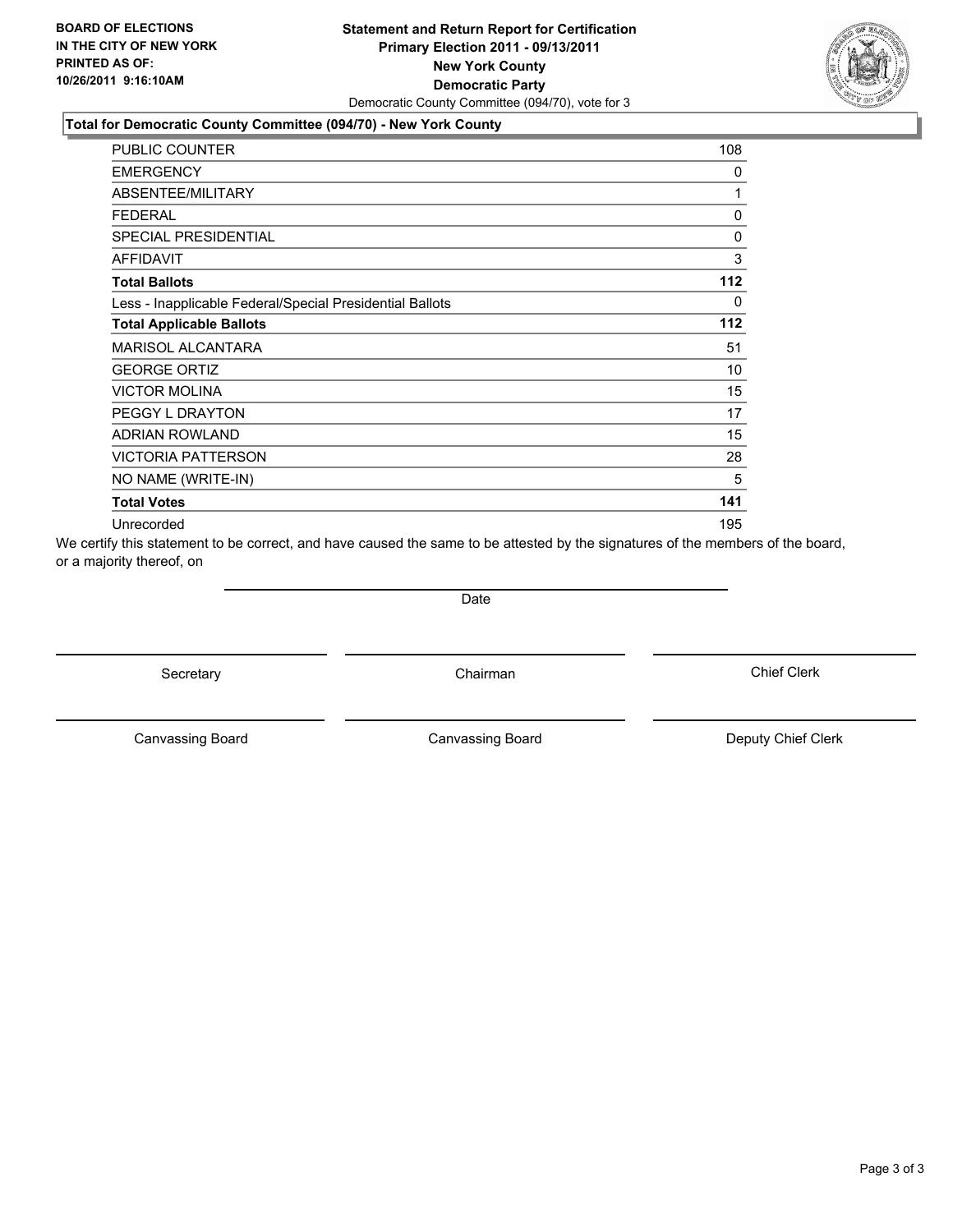**BOARD OF ELECTIONS**
**IN THE CITY OF NEW YORK**
**PRINTED AS OF:**
**10/26/2011 9:16:10AM**

**Statement and Return Report for Certification**
**Primary Election 2011 - 09/13/2011**
**New York County**
**Democratic Party**
Democratic County Committee (094/70), vote for 3

### Total for Democratic County Committee (094/70) - New York County

| | |
|---|---|
| PUBLIC COUNTER | 108 |
| EMERGENCY | 0 |
| ABSENTEE/MILITARY | 1 |
| FEDERAL | 0 |
| SPECIAL PRESIDENTIAL | 0 |
| AFFIDAVIT | 3 |
| **Total Ballots** | **112** |
| Less - Inapplicable Federal/Special Presidential Ballots | 0 |
| **Total Applicable Ballots** | **112** |
| MARISOL ALCANTARA | 51 |
| GEORGE ORTIZ | 10 |
| VICTOR MOLINA | 15 |
| PEGGY L DRAYTON | 17 |
| ADRIAN ROWLAND | 15 |
| VICTORIA PATTERSON | 28 |
| NO NAME (WRITE-IN) | 5 |
| **Total Votes** | **141** |
| Unrecorded | 195 |

We certify this statement to be correct, and have caused the same to be attested by the signatures of the members of the board, or a majority thereof, on

Date

Secretary

Chairman

Chief Clerk

Canvassing Board

Canvassing Board

Deputy Chief Clerk